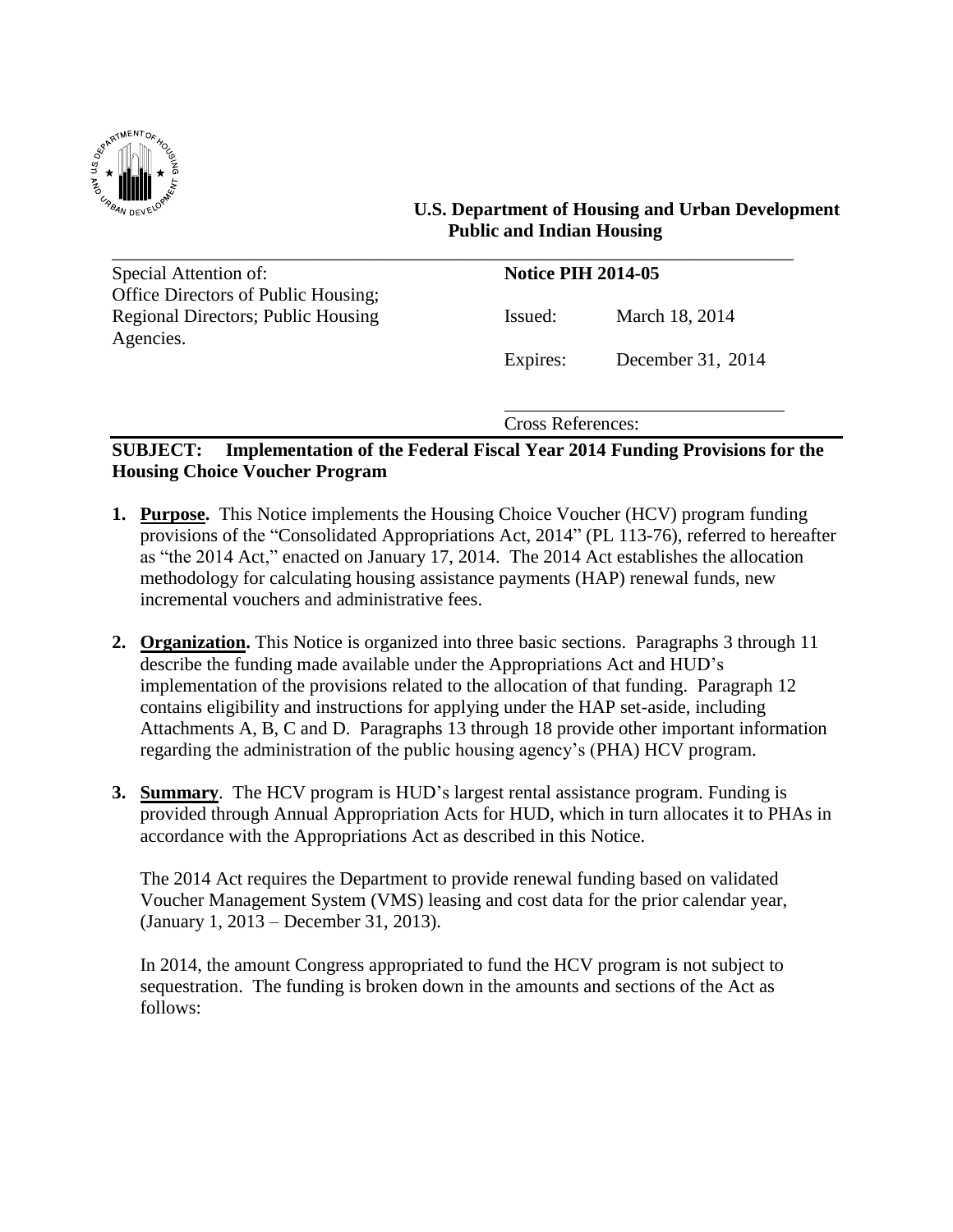**U.S. Department of Housing and Urban Development**
**Public and Indian Housing**

| Special Attention of: | **Notice PIH 2014-05** | |
|---|---|---|
| Office Directors of Public Housing; Regional Directors; Public Housing Agencies. | Issued: | March 18, 2014 |
| | Expires: | December 31, 2014 |
| | Cross References: | |

**SUBJECT: Implementation of the Federal Fiscal Year 2014 Funding Provisions for the Housing Choice Voucher Program**

1. **Purpose.** This Notice implements the Housing Choice Voucher (HCV) program funding provisions of the "Consolidated Appropriations Act, 2014" (PL 113-76), referred to hereafter as "the 2014 Act," enacted on January 17, 2014. The 2014 Act establishes the allocation methodology for calculating housing assistance payments (HAP) renewal funds, new incremental vouchers and administrative fees.

2. **Organization.** This Notice is organized into three basic sections. Paragraphs 3 through 11 describe the funding made available under the Appropriations Act and HUD's implementation of the provisions related to the allocation of that funding. Paragraph 12 contains eligibility and instructions for applying under the HAP set-aside, including Attachments A, B, C and D. Paragraphs 13 through 18 provide other important information regarding the administration of the public housing agency's (PHA) HCV program.

3. **Summary**. The HCV program is HUD's largest rental assistance program. Funding is provided through Annual Appropriation Acts for HUD, which in turn allocates it to PHAs in accordance with the Appropriations Act as described in this Notice.

   The 2014 Act requires the Department to provide renewal funding based on validated Voucher Management System (VMS) leasing and cost data for the prior calendar year, (January 1, 2013 – December 31, 2013).

   In 2014, the amount Congress appropriated to fund the HCV program is not subject to sequestration. The funding is broken down in the amounts and sections of the Act as follows: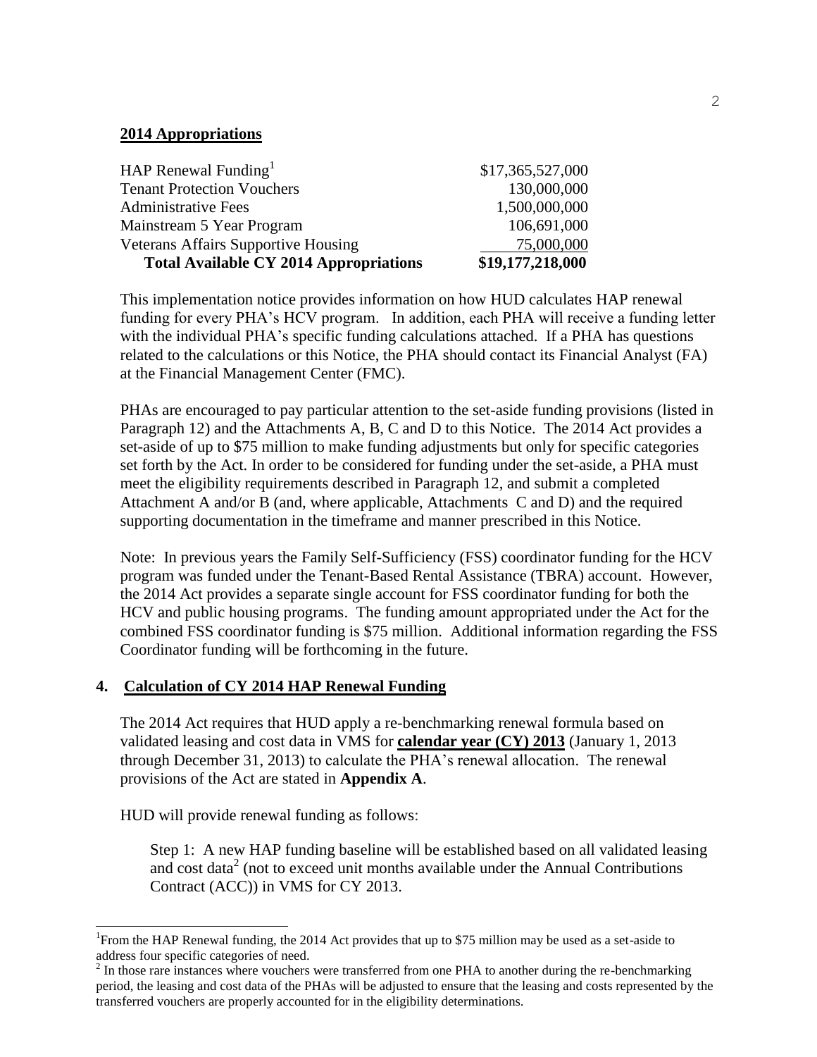**2014 Appropriations**

| | |
|---|---|
| HAP Renewal Funding[1] | \$17,365,527,000 |
| Tenant Protection Vouchers | 130,000,000 |
| Administrative Fees | 1,500,000,000 |
| Mainstream 5 Year Program | 106,691,000 |
| Veterans Affairs Supportive Housing | 75,000,000 |
| **Total Available CY 2014 Appropriations** | **\$19,177,218,000** |

This implementation notice provides information on how HUD calculates HAP renewal funding for every PHA's HCV program. In addition, each PHA will receive a funding letter with the individual PHA's specific funding calculations attached. If a PHA has questions related to the calculations or this Notice, the PHA should contact its Financial Analyst (FA) at the Financial Management Center (FMC).

PHAs are encouraged to pay particular attention to the set-aside funding provisions (listed in Paragraph 12) and the Attachments A, B, C and D to this Notice. The 2014 Act provides a set-aside of up to \$75 million to make funding adjustments but only for specific categories set forth by the Act. In order to be considered for funding under the set-aside, a PHA must meet the eligibility requirements described in Paragraph 12, and submit a completed Attachment A and/or B (and, where applicable, Attachments C and D) and the required supporting documentation in the timeframe and manner prescribed in this Notice.

Note: In previous years the Family Self-Sufficiency (FSS) coordinator funding for the HCV program was funded under the Tenant-Based Rental Assistance (TBRA) account. However, the 2014 Act provides a separate single account for FSS coordinator funding for both the HCV and public housing programs. The funding amount appropriated under the Act for the combined FSS coordinator funding is \$75 million. Additional information regarding the FSS Coordinator funding will be forthcoming in the future.

## 4. Calculation of CY 2014 HAP Renewal Funding

The 2014 Act requires that HUD apply a re-benchmarking renewal formula based on validated leasing and cost data in VMS for **calendar year (CY) 2013** (January 1, 2013 through December 31, 2013) to calculate the PHA's renewal allocation. The renewal provisions of the Act are stated in **Appendix A**.

HUD will provide renewal funding as follows:

Step 1: A new HAP funding baseline will be established based on all validated leasing and cost data[2] (not to exceed unit months available under the Annual Contributions Contract (ACC)) in VMS for CY 2013.

---

[1] From the HAP Renewal funding, the 2014 Act provides that up to \$75 million may be used as a set-aside to address four specific categories of need.

[2] In those rare instances where vouchers were transferred from one PHA to another during the re-benchmarking period, the leasing and cost data of the PHAs will be adjusted to ensure that the leasing and costs represented by the transferred vouchers are properly accounted for in the eligibility determinations.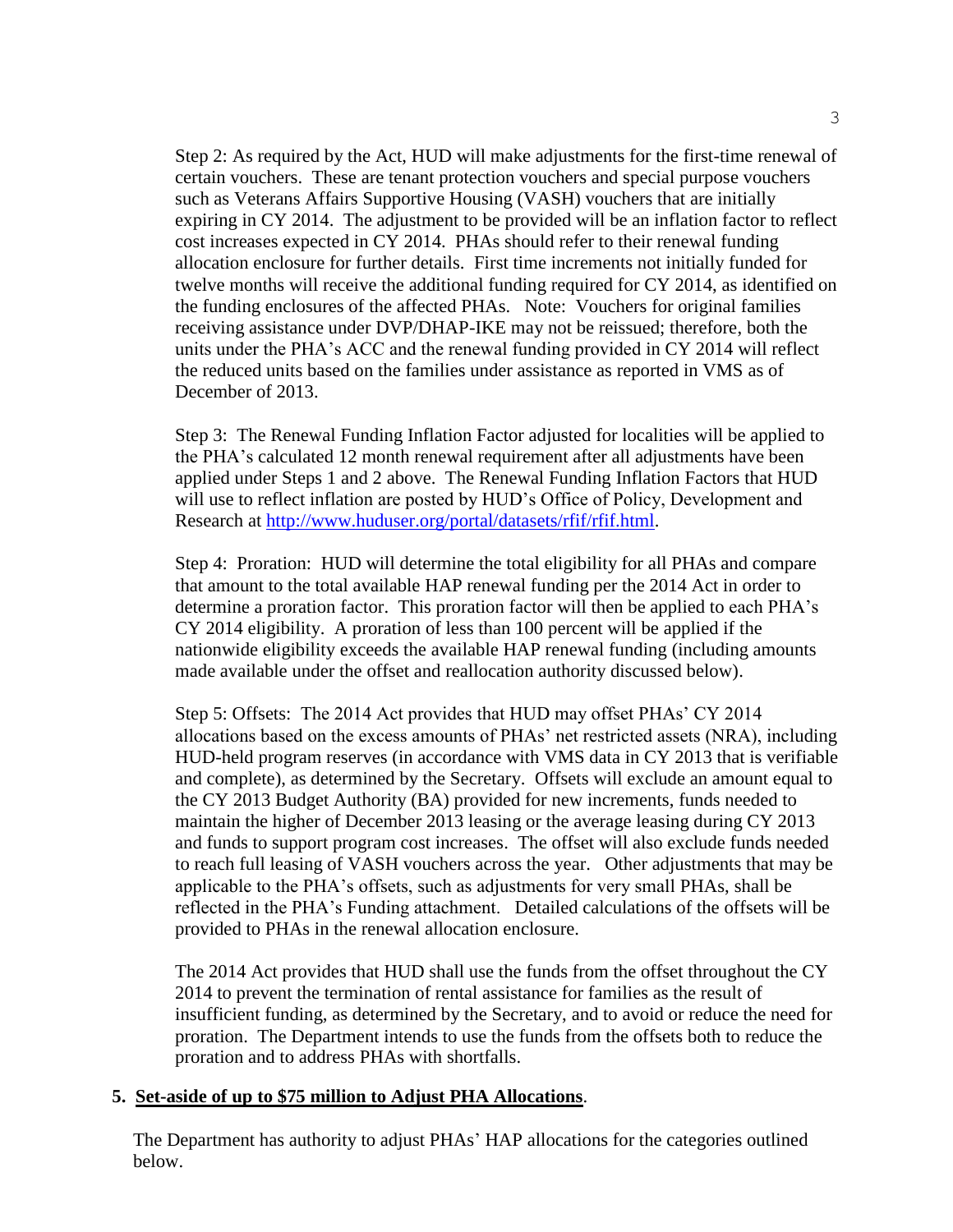Step 2: As required by the Act, HUD will make adjustments for the first-time renewal of certain vouchers. These are tenant protection vouchers and special purpose vouchers such as Veterans Affairs Supportive Housing (VASH) vouchers that are initially expiring in CY 2014. The adjustment to be provided will be an inflation factor to reflect cost increases expected in CY 2014. PHAs should refer to their renewal funding allocation enclosure for further details. First time increments not initially funded for twelve months will receive the additional funding required for CY 2014, as identified on the funding enclosures of the affected PHAs. Note: Vouchers for original families receiving assistance under DVP/DHAP-IKE may not be reissued; therefore, both the units under the PHA's ACC and the renewal funding provided in CY 2014 will reflect the reduced units based on the families under assistance as reported in VMS as of December of 2013.

Step 3: The Renewal Funding Inflation Factor adjusted for localities will be applied to the PHA's calculated 12 month renewal requirement after all adjustments have been applied under Steps 1 and 2 above. The Renewal Funding Inflation Factors that HUD will use to reflect inflation are posted by HUD's Office of Policy, Development and Research at [http://www.huduser.org/portal/datasets/rfif/rfif.html](http://www.huduser.org/portal/datasets/rfif/rfif.html).

Step 4: Proration: HUD will determine the total eligibility for all PHAs and compare that amount to the total available HAP renewal funding per the 2014 Act in order to determine a proration factor. This proration factor will then be applied to each PHA's CY 2014 eligibility. A proration of less than 100 percent will be applied if the nationwide eligibility exceeds the available HAP renewal funding (including amounts made available under the offset and reallocation authority discussed below).

Step 5: Offsets: The 2014 Act provides that HUD may offset PHAs' CY 2014 allocations based on the excess amounts of PHAs' net restricted assets (NRA), including HUD-held program reserves (in accordance with VMS data in CY 2013 that is verifiable and complete), as determined by the Secretary. Offsets will exclude an amount equal to the CY 2013 Budget Authority (BA) provided for new increments, funds needed to maintain the higher of December 2013 leasing or the average leasing during CY 2013 and funds to support program cost increases. The offset will also exclude funds needed to reach full leasing of VASH vouchers across the year. Other adjustments that may be applicable to the PHA's offsets, such as adjustments for very small PHAs, shall be reflected in the PHA's Funding attachment. Detailed calculations of the offsets will be provided to PHAs in the renewal allocation enclosure.

The 2014 Act provides that HUD shall use the funds from the offset throughout the CY 2014 to prevent the termination of rental assistance for families as the result of insufficient funding, as determined by the Secretary, and to avoid or reduce the need for proration. The Department intends to use the funds from the offsets both to reduce the proration and to address PHAs with shortfalls.

**5. Set-aside of up to $75 million to Adjust PHA Allocations.**

The Department has authority to adjust PHAs' HAP allocations for the categories outlined below.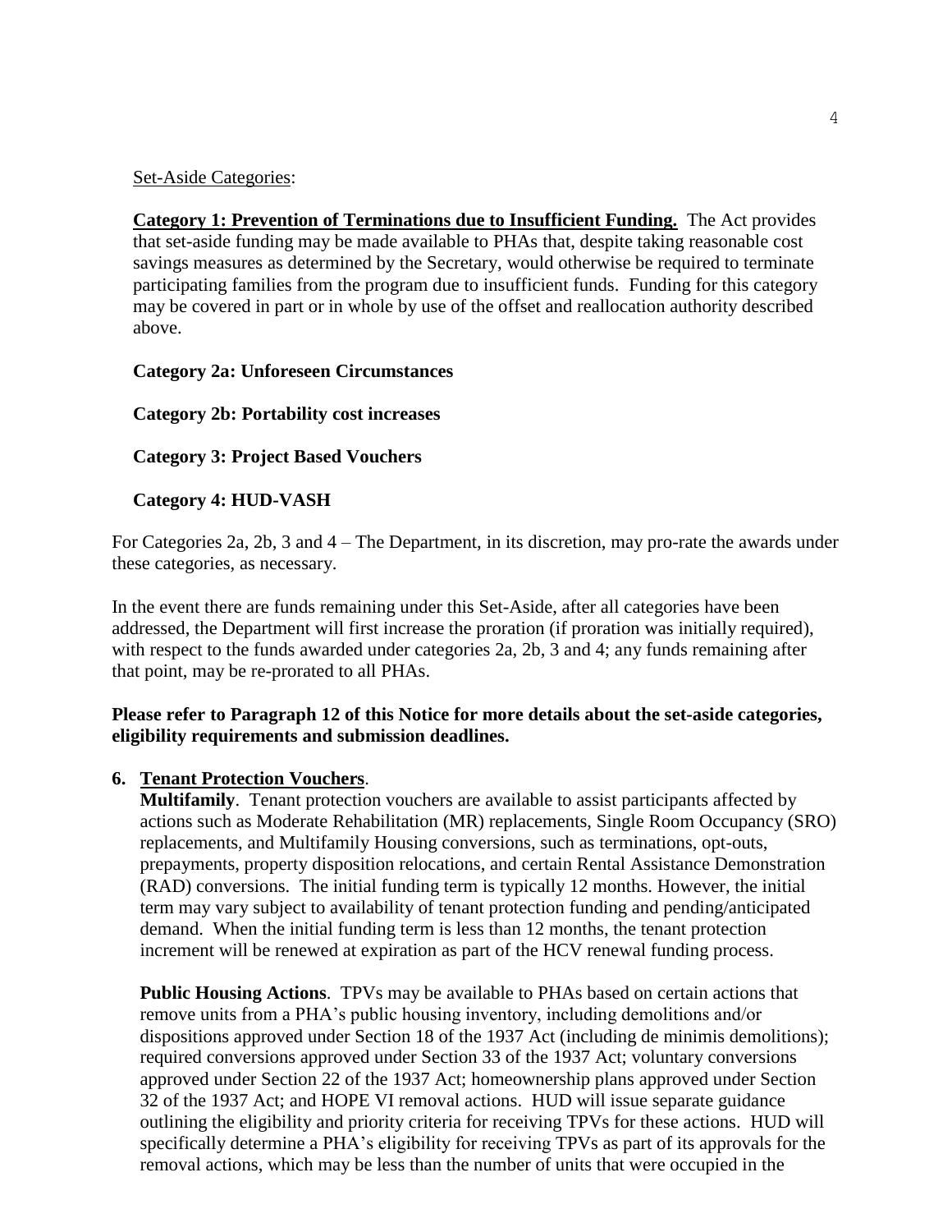Set-Aside Categories:

**Category 1: Prevention of Terminations due to Insufficient Funding.** The Act provides that set-aside funding may be made available to PHAs that, despite taking reasonable cost savings measures as determined by the Secretary, would otherwise be required to terminate participating families from the program due to insufficient funds. Funding for this category may be covered in part or in whole by use of the offset and reallocation authority described above.

**Category 2a: Unforeseen Circumstances**

**Category 2b: Portability cost increases**

**Category 3: Project Based Vouchers**

**Category 4: HUD-VASH**

For Categories 2a, 2b, 3 and 4 – The Department, in its discretion, may pro-rate the awards under these categories, as necessary.

In the event there are funds remaining under this Set-Aside, after all categories have been addressed, the Department will first increase the proration (if proration was initially required), with respect to the funds awarded under categories 2a, 2b, 3 and 4; any funds remaining after that point, may be re-prorated to all PHAs.

**Please refer to Paragraph 12 of this Notice for more details about the set-aside categories, eligibility requirements and submission deadlines.**

**6. Tenant Protection Vouchers**.

**Multifamily**. Tenant protection vouchers are available to assist participants affected by actions such as Moderate Rehabilitation (MR) replacements, Single Room Occupancy (SRO) replacements, and Multifamily Housing conversions, such as terminations, opt-outs, prepayments, property disposition relocations, and certain Rental Assistance Demonstration (RAD) conversions. The initial funding term is typically 12 months. However, the initial term may vary subject to availability of tenant protection funding and pending/anticipated demand. When the initial funding term is less than 12 months, the tenant protection increment will be renewed at expiration as part of the HCV renewal funding process.

**Public Housing Actions**. TPVs may be available to PHAs based on certain actions that remove units from a PHA's public housing inventory, including demolitions and/or dispositions approved under Section 18 of the 1937 Act (including de minimis demolitions); required conversions approved under Section 33 of the 1937 Act; voluntary conversions approved under Section 22 of the 1937 Act; homeownership plans approved under Section 32 of the 1937 Act; and HOPE VI removal actions. HUD will issue separate guidance outlining the eligibility and priority criteria for receiving TPVs for these actions. HUD will specifically determine a PHA's eligibility for receiving TPVs as part of its approvals for the removal actions, which may be less than the number of units that were occupied in the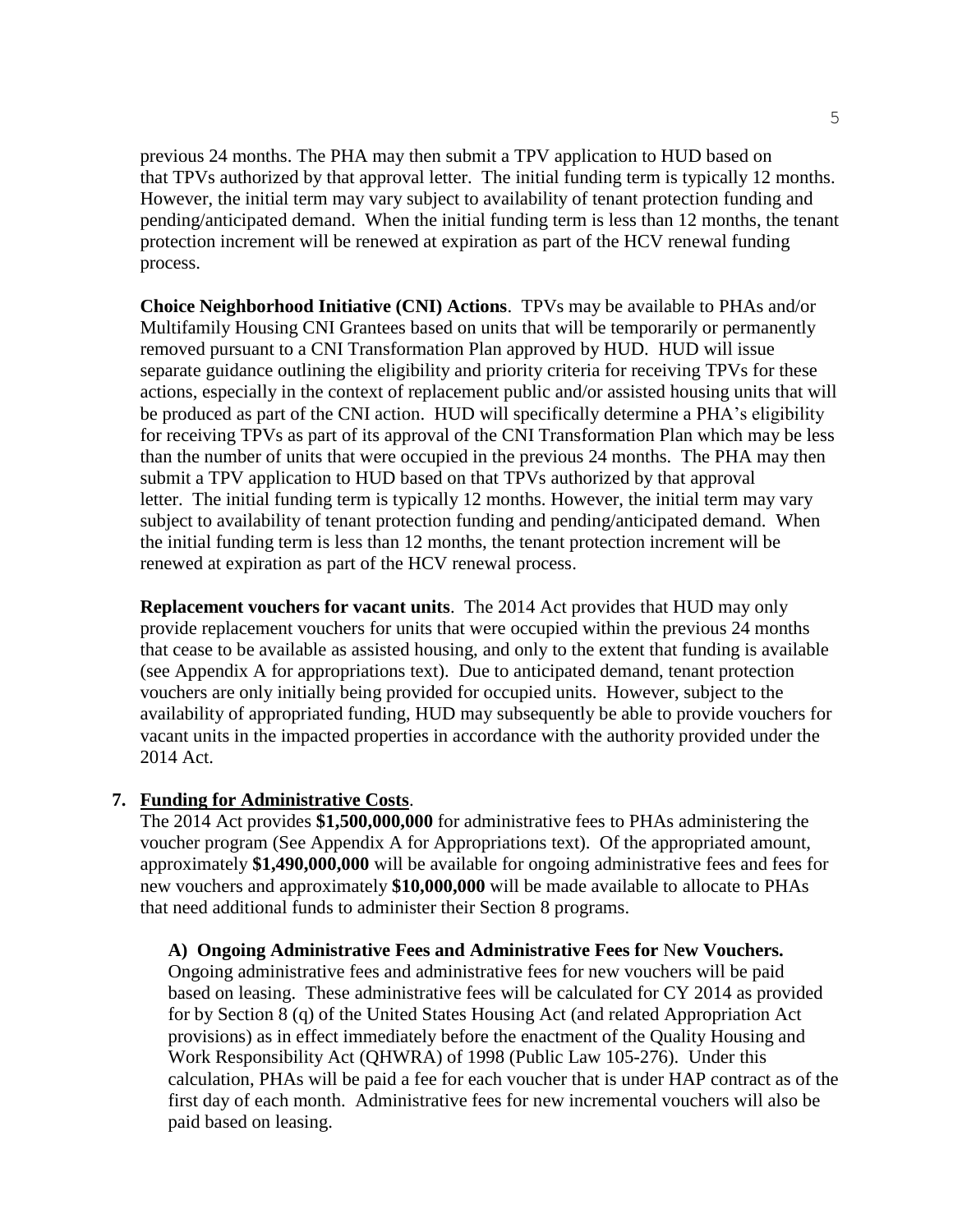previous 24 months. The PHA may then submit a TPV application to HUD based on that TPVs authorized by that approval letter. The initial funding term is typically 12 months. However, the initial term may vary subject to availability of tenant protection funding and pending/anticipated demand. When the initial funding term is less than 12 months, the tenant protection increment will be renewed at expiration as part of the HCV renewal funding process.

**Choice Neighborhood Initiative (CNI) Actions**. TPVs may be available to PHAs and/or Multifamily Housing CNI Grantees based on units that will be temporarily or permanently removed pursuant to a CNI Transformation Plan approved by HUD. HUD will issue separate guidance outlining the eligibility and priority criteria for receiving TPVs for these actions, especially in the context of replacement public and/or assisted housing units that will be produced as part of the CNI action. HUD will specifically determine a PHA's eligibility for receiving TPVs as part of its approval of the CNI Transformation Plan which may be less than the number of units that were occupied in the previous 24 months. The PHA may then submit a TPV application to HUD based on that TPVs authorized by that approval letter. The initial funding term is typically 12 months. However, the initial term may vary subject to availability of tenant protection funding and pending/anticipated demand. When the initial funding term is less than 12 months, the tenant protection increment will be renewed at expiration as part of the HCV renewal process.

**Replacement vouchers for vacant units**. The 2014 Act provides that HUD may only provide replacement vouchers for units that were occupied within the previous 24 months that cease to be available as assisted housing, and only to the extent that funding is available (see Appendix A for appropriations text). Due to anticipated demand, tenant protection vouchers are only initially being provided for occupied units. However, subject to the availability of appropriated funding, HUD may subsequently be able to provide vouchers for vacant units in the impacted properties in accordance with the authority provided under the 2014 Act.

**7. Funding for Administrative Costs**.

The 2014 Act provides **$1,500,000,000** for administrative fees to PHAs administering the voucher program (See Appendix A for Appropriations text). Of the appropriated amount, approximately **$1,490,000,000** will be available for ongoing administrative fees and fees for new vouchers and approximately **$10,000,000** will be made available to allocate to PHAs that need additional funds to administer their Section 8 programs.

**A) Ongoing Administrative Fees and Administrative Fees for New Vouchers.**
Ongoing administrative fees and administrative fees for new vouchers will be paid based on leasing. These administrative fees will be calculated for CY 2014 as provided for by Section 8 (q) of the United States Housing Act (and related Appropriation Act provisions) as in effect immediately before the enactment of the Quality Housing and Work Responsibility Act (QHWRA) of 1998 (Public Law 105-276). Under this calculation, PHAs will be paid a fee for each voucher that is under HAP contract as of the first day of each month. Administrative fees for new incremental vouchers will also be paid based on leasing.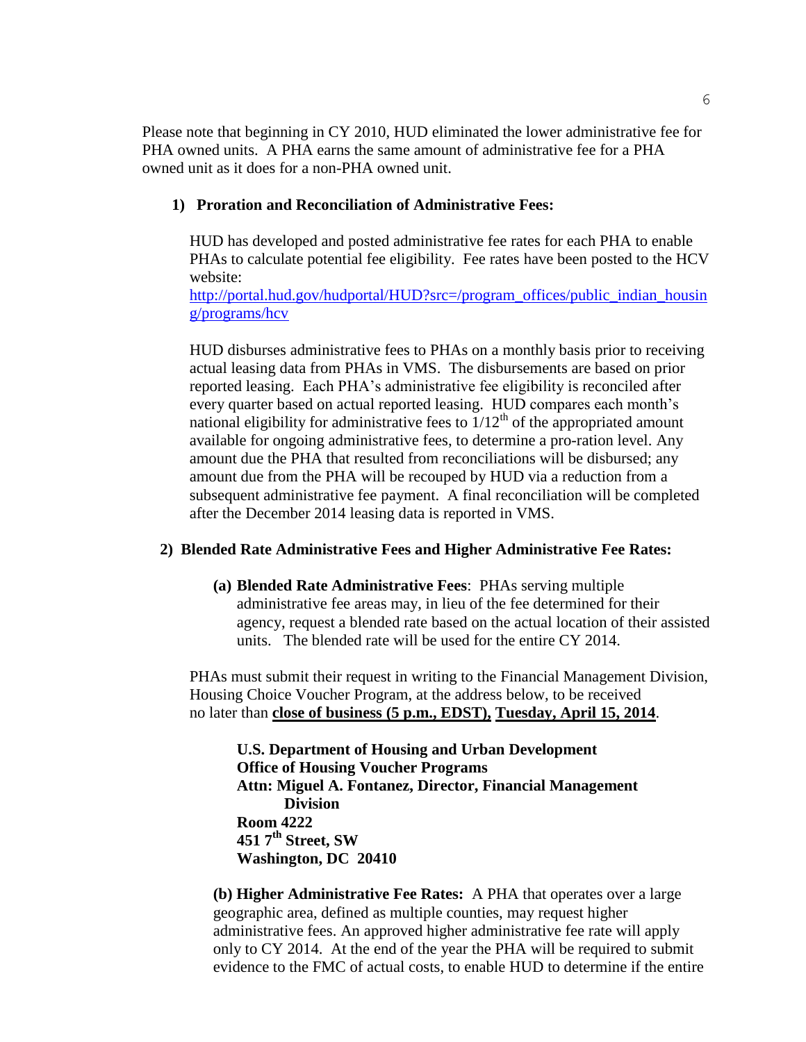Please note that beginning in CY 2010, HUD eliminated the lower administrative fee for PHA owned units. A PHA earns the same amount of administrative fee for a PHA owned unit as it does for a non-PHA owned unit.

**1) Proration and Reconciliation of Administrative Fees:**

HUD has developed and posted administrative fee rates for each PHA to enable PHAs to calculate potential fee eligibility. Fee rates have been posted to the HCV website:
[http://portal.hud.gov/hudportal/HUD?src=/program_offices/public_indian_housing/programs/hcv](http://portal.hud.gov/hudportal/HUD?src=/program_offices/public_indian_housing/programs/hcv)

HUD disburses administrative fees to PHAs on a monthly basis prior to receiving actual leasing data from PHAs in VMS. The disbursements are based on prior reported leasing. Each PHA's administrative fee eligibility is reconciled after every quarter based on actual reported leasing. HUD compares each month's national eligibility for administrative fees to 1/12th of the appropriated amount available for ongoing administrative fees, to determine a pro-ration level. Any amount due the PHA that resulted from reconciliations will be disbursed; any amount due from the PHA will be recouped by HUD via a reduction from a subsequent administrative fee payment. A final reconciliation will be completed after the December 2014 leasing data is reported in VMS.

**2) Blended Rate Administrative Fees and Higher Administrative Fee Rates:**

**(a) Blended Rate Administrative Fees**: PHAs serving multiple administrative fee areas may, in lieu of the fee determined for their agency, request a blended rate based on the actual location of their assisted units. The blended rate will be used for the entire CY 2014.

PHAs must submit their request in writing to the Financial Management Division, Housing Choice Voucher Program, at the address below, to be received no later than **close of business (5 p.m., EDST), Tuesday, April 15, 2014**.

**U.S. Department of Housing and Urban Development**
**Office of Housing Voucher Programs**
**Attn: Miguel A. Fontanez, Director, Financial Management Division**
**Room 4222**
**451 7th Street, SW**
**Washington, DC 20410**

**(b) Higher Administrative Fee Rates:** A PHA that operates over a large geographic area, defined as multiple counties, may request higher administrative fees. An approved higher administrative fee rate will apply only to CY 2014. At the end of the year the PHA will be required to submit evidence to the FMC of actual costs, to enable HUD to determine if the entire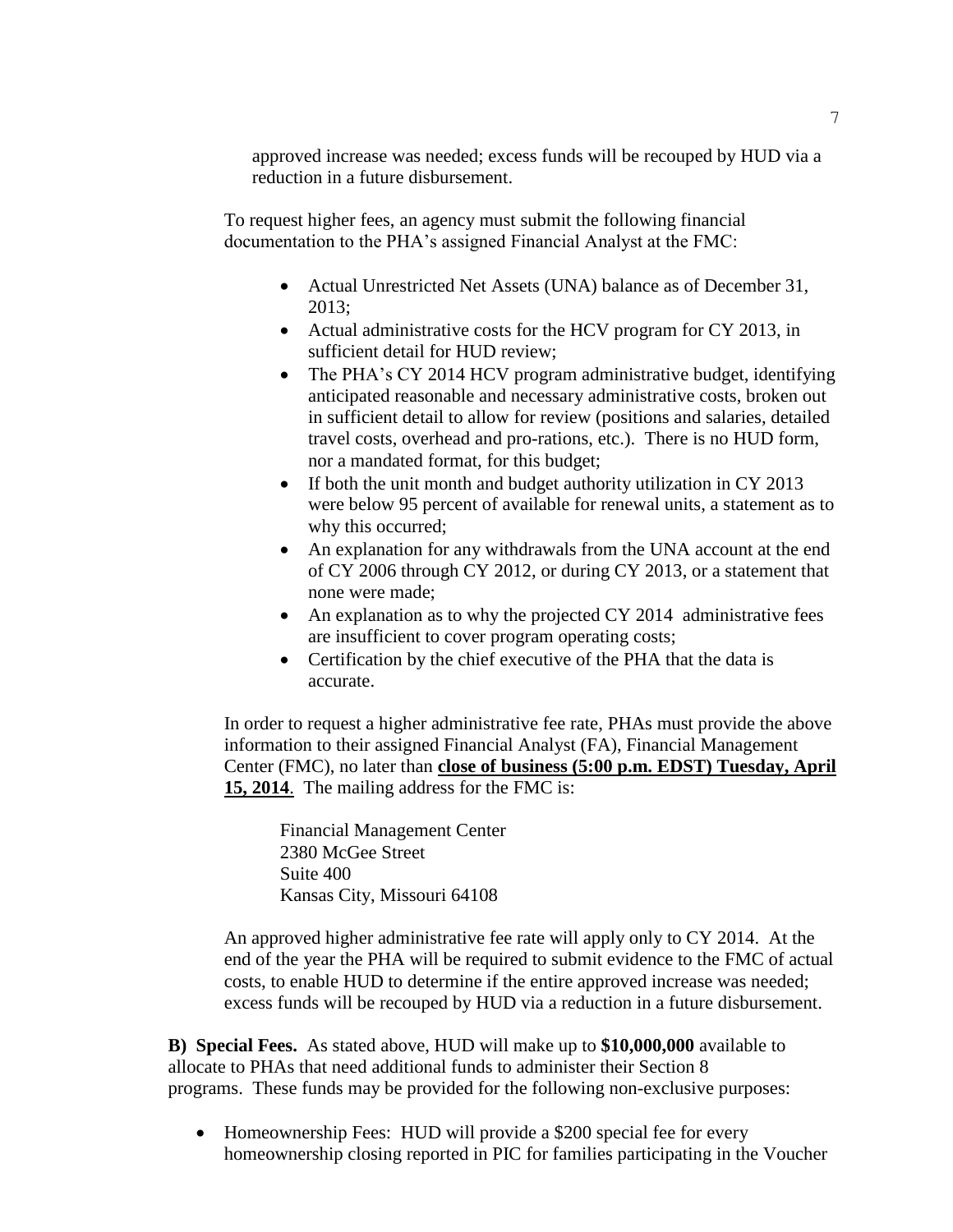approved increase was needed; excess funds will be recouped by HUD via a reduction in a future disbursement.

To request higher fees, an agency must submit the following financial documentation to the PHA's assigned Financial Analyst at the FMC:

- Actual Unrestricted Net Assets (UNA) balance as of December 31, 2013;
- Actual administrative costs for the HCV program for CY 2013, in sufficient detail for HUD review;
- The PHA's CY 2014 HCV program administrative budget, identifying anticipated reasonable and necessary administrative costs, broken out in sufficient detail to allow for review (positions and salaries, detailed travel costs, overhead and pro-rations, etc.). There is no HUD form, nor a mandated format, for this budget;
- If both the unit month and budget authority utilization in CY 2013 were below 95 percent of available for renewal units, a statement as to why this occurred;
- An explanation for any withdrawals from the UNA account at the end of CY 2006 through CY 2012, or during CY 2013, or a statement that none were made;
- An explanation as to why the projected CY 2014 administrative fees are insufficient to cover program operating costs;
- Certification by the chief executive of the PHA that the data is accurate.

In order to request a higher administrative fee rate, PHAs must provide the above information to their assigned Financial Analyst (FA), Financial Management Center (FMC), no later than **close of business (5:00 p.m. EDST) Tuesday, April 15, 2014**. The mailing address for the FMC is:

Financial Management Center
2380 McGee Street
Suite 400
Kansas City, Missouri 64108

An approved higher administrative fee rate will apply only to CY 2014. At the end of the year the PHA will be required to submit evidence to the FMC of actual costs, to enable HUD to determine if the entire approved increase was needed; excess funds will be recouped by HUD via a reduction in a future disbursement.

**B) Special Fees.** As stated above, HUD will make up to **$10,000,000** available to allocate to PHAs that need additional funds to administer their Section 8 programs. These funds may be provided for the following non-exclusive purposes:

- Homeownership Fees: HUD will provide a $200 special fee for every homeownership closing reported in PIC for families participating in the Voucher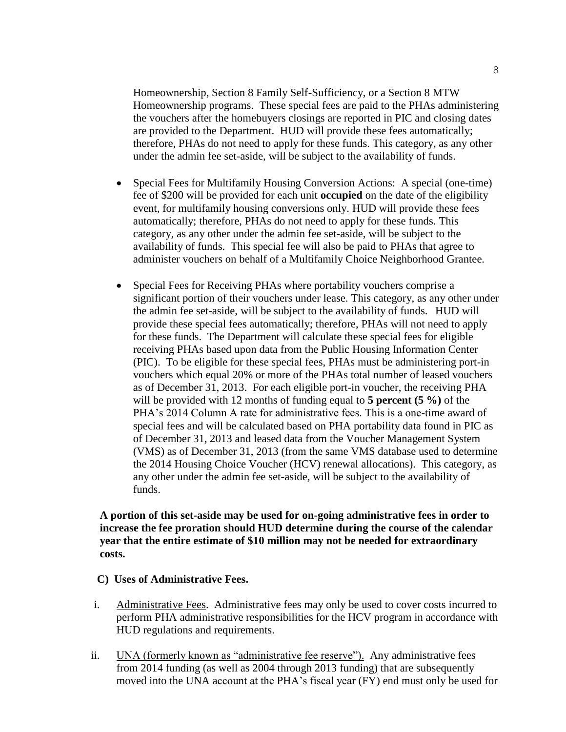Homeownership, Section 8 Family Self-Sufficiency, or a Section 8 MTW Homeownership programs. These special fees are paid to the PHAs administering the vouchers after the homebuyers closings are reported in PIC and closing dates are provided to the Department. HUD will provide these fees automatically; therefore, PHAs do not need to apply for these funds. This category, as any other under the admin fee set-aside, will be subject to the availability of funds.

- Special Fees for Multifamily Housing Conversion Actions: A special (one-time) fee of $200 will be provided for each unit **occupied** on the date of the eligibility event, for multifamily housing conversions only. HUD will provide these fees automatically; therefore, PHAs do not need to apply for these funds. This category, as any other under the admin fee set-aside, will be subject to the availability of funds. This special fee will also be paid to PHAs that agree to administer vouchers on behalf of a Multifamily Choice Neighborhood Grantee.

- Special Fees for Receiving PHAs where portability vouchers comprise a significant portion of their vouchers under lease. This category, as any other under the admin fee set-aside, will be subject to the availability of funds. HUD will provide these special fees automatically; therefore, PHAs will not need to apply for these funds. The Department will calculate these special fees for eligible receiving PHAs based upon data from the Public Housing Information Center (PIC). To be eligible for these special fees, PHAs must be administering port-in vouchers which equal 20% or more of the PHAs total number of leased vouchers as of December 31, 2013. For each eligible port-in voucher, the receiving PHA will be provided with 12 months of funding equal to **5 percent (5 %)** of the PHA's 2014 Column A rate for administrative fees. This is a one-time award of special fees and will be calculated based on PHA portability data found in PIC as of December 31, 2013 and leased data from the Voucher Management System (VMS) as of December 31, 2013 (from the same VMS database used to determine the 2014 Housing Choice Voucher (HCV) renewal allocations). This category, as any other under the admin fee set-aside, will be subject to the availability of funds.

**A portion of this set-aside may be used for on-going administrative fees in order to increase the fee proration should HUD determine during the course of the calendar year that the entire estimate of $10 million may not be needed for extraordinary costs.**

**C) Uses of Administrative Fees.**

i. Administrative Fees. Administrative fees may only be used to cover costs incurred to perform PHA administrative responsibilities for the HCV program in accordance with HUD regulations and requirements.

ii. UNA (formerly known as "administrative fee reserve"). Any administrative fees from 2014 funding (as well as 2004 through 2013 funding) that are subsequently moved into the UNA account at the PHA's fiscal year (FY) end must only be used for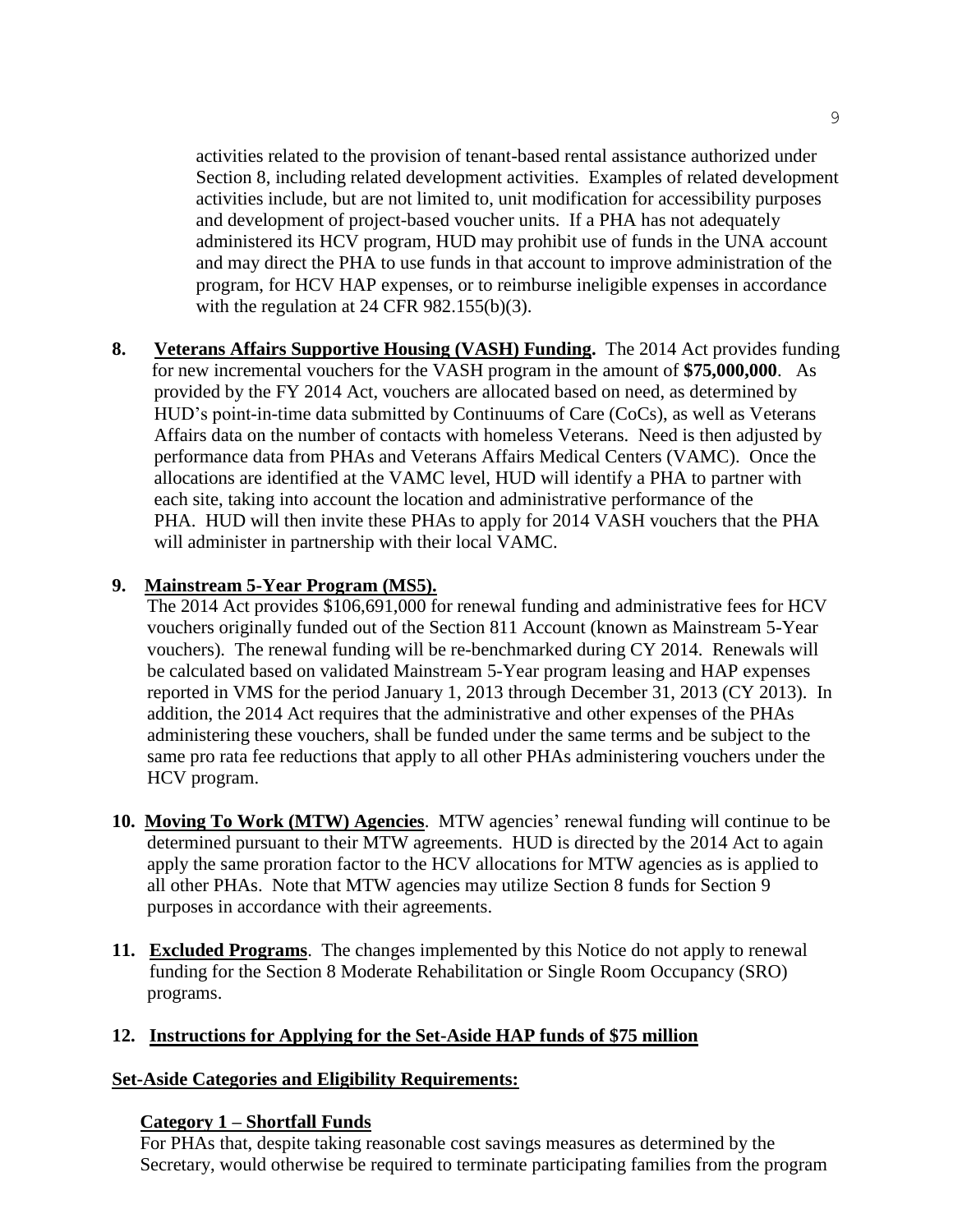activities related to the provision of tenant-based rental assistance authorized under Section 8, including related development activities. Examples of related development activities include, but are not limited to, unit modification for accessibility purposes and development of project-based voucher units. If a PHA has not adequately administered its HCV program, HUD may prohibit use of funds in the UNA account and may direct the PHA to use funds in that account to improve administration of the program, for HCV HAP expenses, or to reimburse ineligible expenses in accordance with the regulation at 24 CFR 982.155(b)(3).

**8. <u>Veterans Affairs Supportive Housing (VASH) Funding</u>.** The 2014 Act provides funding for new incremental vouchers for the VASH program in the amount of **$75,000,000**. As provided by the FY 2014 Act, vouchers are allocated based on need, as determined by HUD's point-in-time data submitted by Continuums of Care (CoCs), as well as Veterans Affairs data on the number of contacts with homeless Veterans. Need is then adjusted by performance data from PHAs and Veterans Affairs Medical Centers (VAMC). Once the allocations are identified at the VAMC level, HUD will identify a PHA to partner with each site, taking into account the location and administrative performance of the PHA. HUD will then invite these PHAs to apply for 2014 VASH vouchers that the PHA will administer in partnership with their local VAMC.

**9. <u>Mainstream 5-Year Program (MS5).</u>**

The 2014 Act provides $106,691,000 for renewal funding and administrative fees for HCV vouchers originally funded out of the Section 811 Account (known as Mainstream 5-Year vouchers). The renewal funding will be re-benchmarked during CY 2014. Renewals will be calculated based on validated Mainstream 5-Year program leasing and HAP expenses reported in VMS for the period January 1, 2013 through December 31, 2013 (CY 2013). In addition, the 2014 Act requires that the administrative and other expenses of the PHAs administering these vouchers, shall be funded under the same terms and be subject to the same pro rata fee reductions that apply to all other PHAs administering vouchers under the HCV program.

**10. <u>Moving To Work (MTW) Agencies</u>**. MTW agencies' renewal funding will continue to be determined pursuant to their MTW agreements. HUD is directed by the 2014 Act to again apply the same proration factor to the HCV allocations for MTW agencies as is applied to all other PHAs. Note that MTW agencies may utilize Section 8 funds for Section 9 purposes in accordance with their agreements.

**11. <u>Excluded Programs</u>**. The changes implemented by this Notice do not apply to renewal funding for the Section 8 Moderate Rehabilitation or Single Room Occupancy (SRO) programs.

**12. <u>Instructions for Applying for the Set-Aside HAP funds of $75 million</u>**

**<u>Set-Aside Categories and Eligibility Requirements:</u>**

**<u>Category 1 – Shortfall Funds</u>**

For PHAs that, despite taking reasonable cost savings measures as determined by the Secretary, would otherwise be required to terminate participating families from the program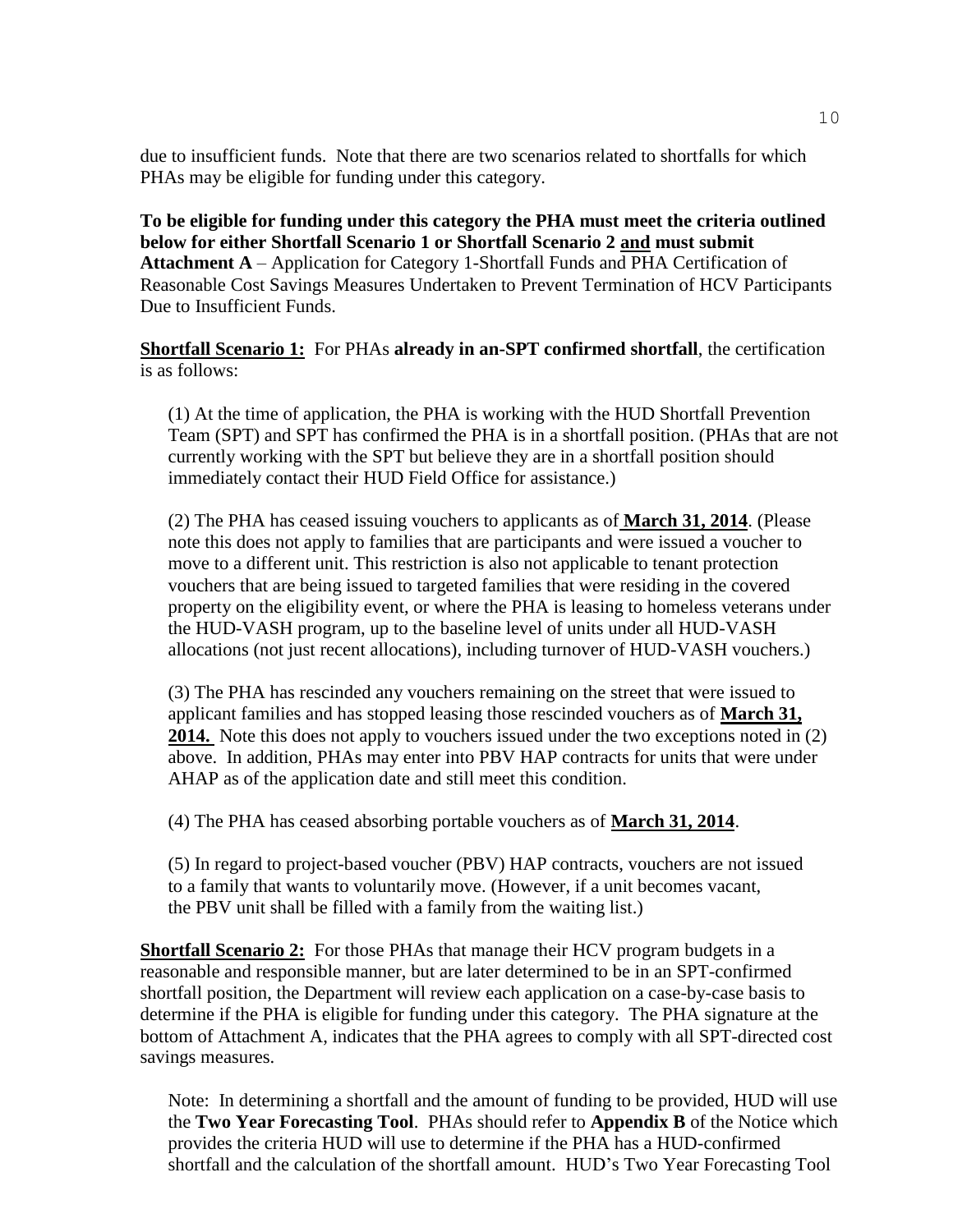due to insufficient funds. Note that there are two scenarios related to shortfalls for which PHAs may be eligible for funding under this category.

**To be eligible for funding under this category the PHA must meet the criteria outlined below for either Shortfall Scenario 1 or Shortfall Scenario 2 <u>and</u> must submit Attachment A** – Application for Category 1-Shortfall Funds and PHA Certification of Reasonable Cost Savings Measures Undertaken to Prevent Termination of HCV Participants Due to Insufficient Funds.

**<u>Shortfall Scenario 1:</u>** For PHAs **already in an-SPT confirmed shortfall**, the certification is as follows:

(1) At the time of application, the PHA is working with the HUD Shortfall Prevention Team (SPT) and SPT has confirmed the PHA is in a shortfall position. (PHAs that are not currently working with the SPT but believe they are in a shortfall position should immediately contact their HUD Field Office for assistance.)

(2) The PHA has ceased issuing vouchers to applicants as of **<u>March 31, 2014</u>**. (Please note this does not apply to families that are participants and were issued a voucher to move to a different unit. This restriction is also not applicable to tenant protection vouchers that are being issued to targeted families that were residing in the covered property on the eligibility event, or where the PHA is leasing to homeless veterans under the HUD-VASH program, up to the baseline level of units under all HUD-VASH allocations (not just recent allocations), including turnover of HUD-VASH vouchers.)

(3) The PHA has rescinded any vouchers remaining on the street that were issued to applicant families and has stopped leasing those rescinded vouchers as of **<u>March 31, 2014.</u>** Note this does not apply to vouchers issued under the two exceptions noted in (2) above. In addition, PHAs may enter into PBV HAP contracts for units that were under AHAP as of the application date and still meet this condition.

(4) The PHA has ceased absorbing portable vouchers as of **<u>March 31, 2014</u>**.

(5) In regard to project-based voucher (PBV) HAP contracts, vouchers are not issued to a family that wants to voluntarily move. (However, if a unit becomes vacant, the PBV unit shall be filled with a family from the waiting list.)

**<u>Shortfall Scenario 2:</u>** For those PHAs that manage their HCV program budgets in a reasonable and responsible manner, but are later determined to be in an SPT-confirmed shortfall position, the Department will review each application on a case-by-case basis to determine if the PHA is eligible for funding under this category. The PHA signature at the bottom of Attachment A, indicates that the PHA agrees to comply with all SPT-directed cost savings measures.

Note: In determining a shortfall and the amount of funding to be provided, HUD will use the **Two Year Forecasting Tool**. PHAs should refer to **Appendix B** of the Notice which provides the criteria HUD will use to determine if the PHA has a HUD-confirmed shortfall and the calculation of the shortfall amount. HUD's Two Year Forecasting Tool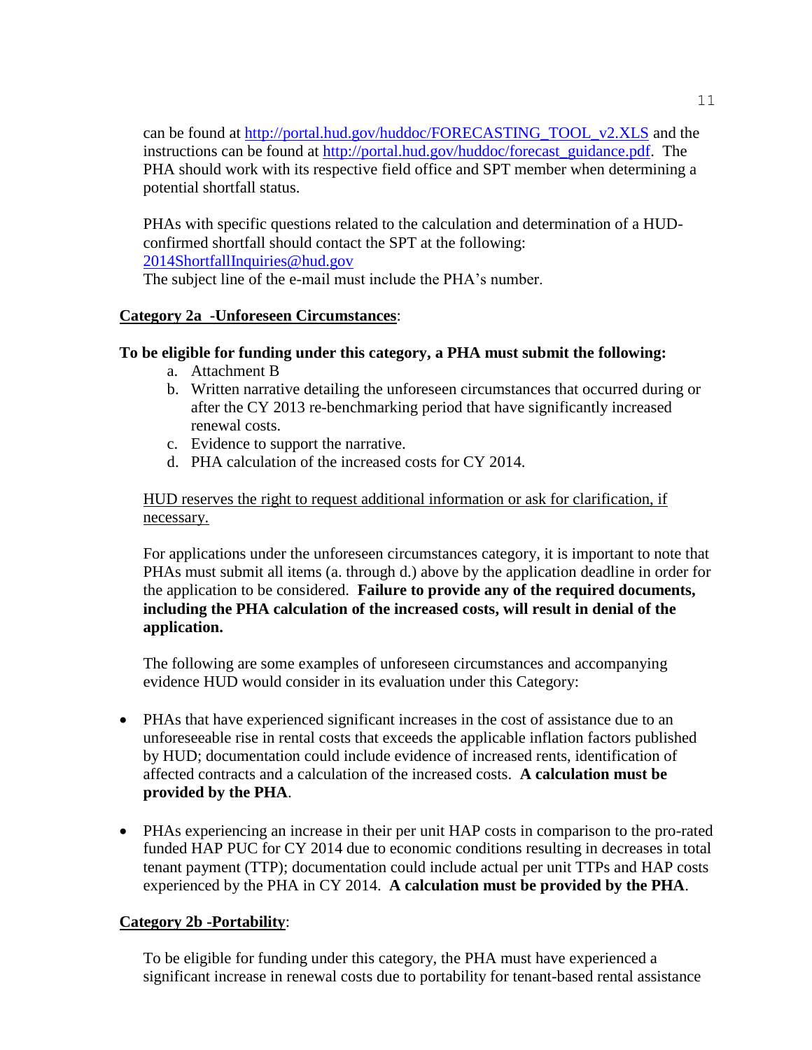can be found at http://portal.hud.gov/huddoc/FORECASTING_TOOL_v2.XLS and the instructions can be found at http://portal.hud.gov/huddoc/forecast_guidance.pdf. The PHA should work with its respective field office and SPT member when determining a potential shortfall status.

PHAs with specific questions related to the calculation and determination of a HUD-confirmed shortfall should contact the SPT at the following: 2014ShortfallInquiries@hud.gov
The subject line of the e-mail must include the PHA's number.

**Category 2a -Unforeseen Circumstances**:

**To be eligible for funding under this category, a PHA must submit the following:**

a. Attachment B
b. Written narrative detailing the unforeseen circumstances that occurred during or after the CY 2013 re-benchmarking period that have significantly increased renewal costs.
c. Evidence to support the narrative.
d. PHA calculation of the increased costs for CY 2014.

HUD reserves the right to request additional information or ask for clarification, if necessary.

For applications under the unforeseen circumstances category, it is important to note that PHAs must submit all items (a. through d.) above by the application deadline in order for the application to be considered. **Failure to provide any of the required documents, including the PHA calculation of the increased costs, will result in denial of the application.**

The following are some examples of unforeseen circumstances and accompanying evidence HUD would consider in its evaluation under this Category:

- PHAs that have experienced significant increases in the cost of assistance due to an unforeseeable rise in rental costs that exceeds the applicable inflation factors published by HUD; documentation could include evidence of increased rents, identification of affected contracts and a calculation of the increased costs. **A calculation must be provided by the PHA**.

- PHAs experiencing an increase in their per unit HAP costs in comparison to the pro-rated funded HAP PUC for CY 2014 due to economic conditions resulting in decreases in total tenant payment (TTP); documentation could include actual per unit TTPs and HAP costs experienced by the PHA in CY 2014. **A calculation must be provided by the PHA**.

**Category 2b -Portability**:

To be eligible for funding under this category, the PHA must have experienced a significant increase in renewal costs due to portability for tenant-based rental assistance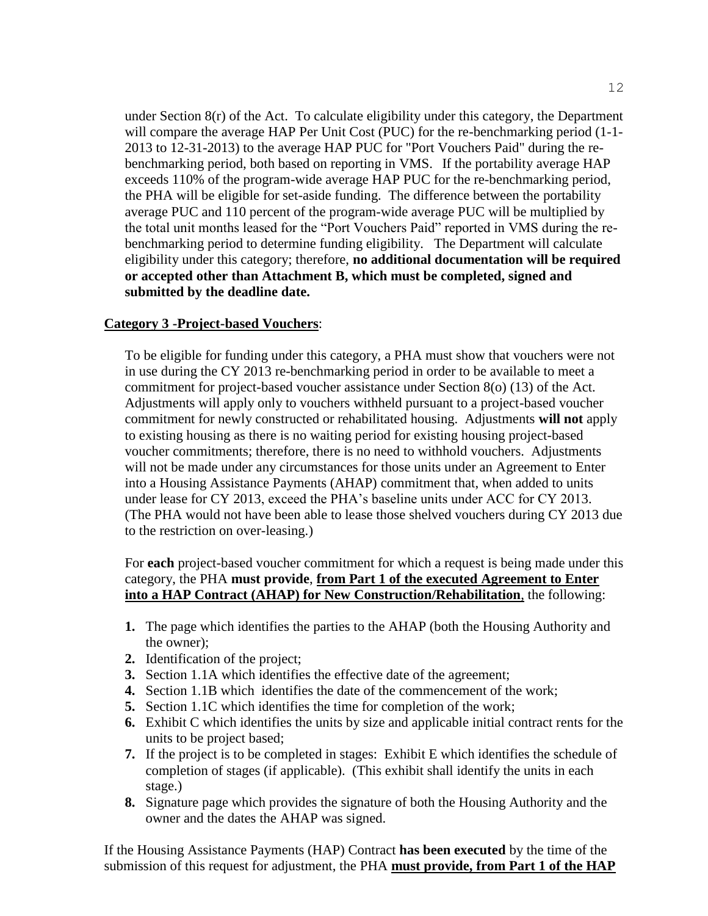under Section 8(r) of the Act. To calculate eligibility under this category, the Department will compare the average HAP Per Unit Cost (PUC) for the re-benchmarking period (1-1-2013 to 12-31-2013) to the average HAP PUC for "Port Vouchers Paid" during the re-benchmarking period, both based on reporting in VMS. If the portability average HAP exceeds 110% of the program-wide average HAP PUC for the re-benchmarking period, the PHA will be eligible for set-aside funding. The difference between the portability average PUC and 110 percent of the program-wide average PUC will be multiplied by the total unit months leased for the "Port Vouchers Paid" reported in VMS during the re-benchmarking period to determine funding eligibility. The Department will calculate eligibility under this category; therefore, **no additional documentation will be required or accepted other than Attachment B, which must be completed, signed and submitted by the deadline date.**

**Category 3 -Project-based Vouchers**:

To be eligible for funding under this category, a PHA must show that vouchers were not in use during the CY 2013 re-benchmarking period in order to be available to meet a commitment for project-based voucher assistance under Section 8(o) (13) of the Act. Adjustments will apply only to vouchers withheld pursuant to a project-based voucher commitment for newly constructed or rehabilitated housing. Adjustments **will not** apply to existing housing as there is no waiting period for existing housing project-based voucher commitments; therefore, there is no need to withhold vouchers. Adjustments will not be made under any circumstances for those units under an Agreement to Enter into a Housing Assistance Payments (AHAP) commitment that, when added to units under lease for CY 2013, exceed the PHA's baseline units under ACC for CY 2013. (The PHA would not have been able to lease those shelved vouchers during CY 2013 due to the restriction on over-leasing.)

For **each** project-based voucher commitment for which a request is being made under this category, the PHA **must provide**, **from Part 1 of the executed Agreement to Enter into a HAP Contract (AHAP) for New Construction/Rehabilitation**, the following:

1. The page which identifies the parties to the AHAP (both the Housing Authority and the owner);
2. Identification of the project;
3. Section 1.1A which identifies the effective date of the agreement;
4. Section 1.1B which identifies the date of the commencement of the work;
5. Section 1.1C which identifies the time for completion of the work;
6. Exhibit C which identifies the units by size and applicable initial contract rents for the units to be project based;
7. If the project is to be completed in stages: Exhibit E which identifies the schedule of completion of stages (if applicable). (This exhibit shall identify the units in each stage.)
8. Signature page which provides the signature of both the Housing Authority and the owner and the dates the AHAP was signed.

If the Housing Assistance Payments (HAP) Contract **has been executed** by the time of the submission of this request for adjustment, the PHA **must provide, from Part 1 of the HAP**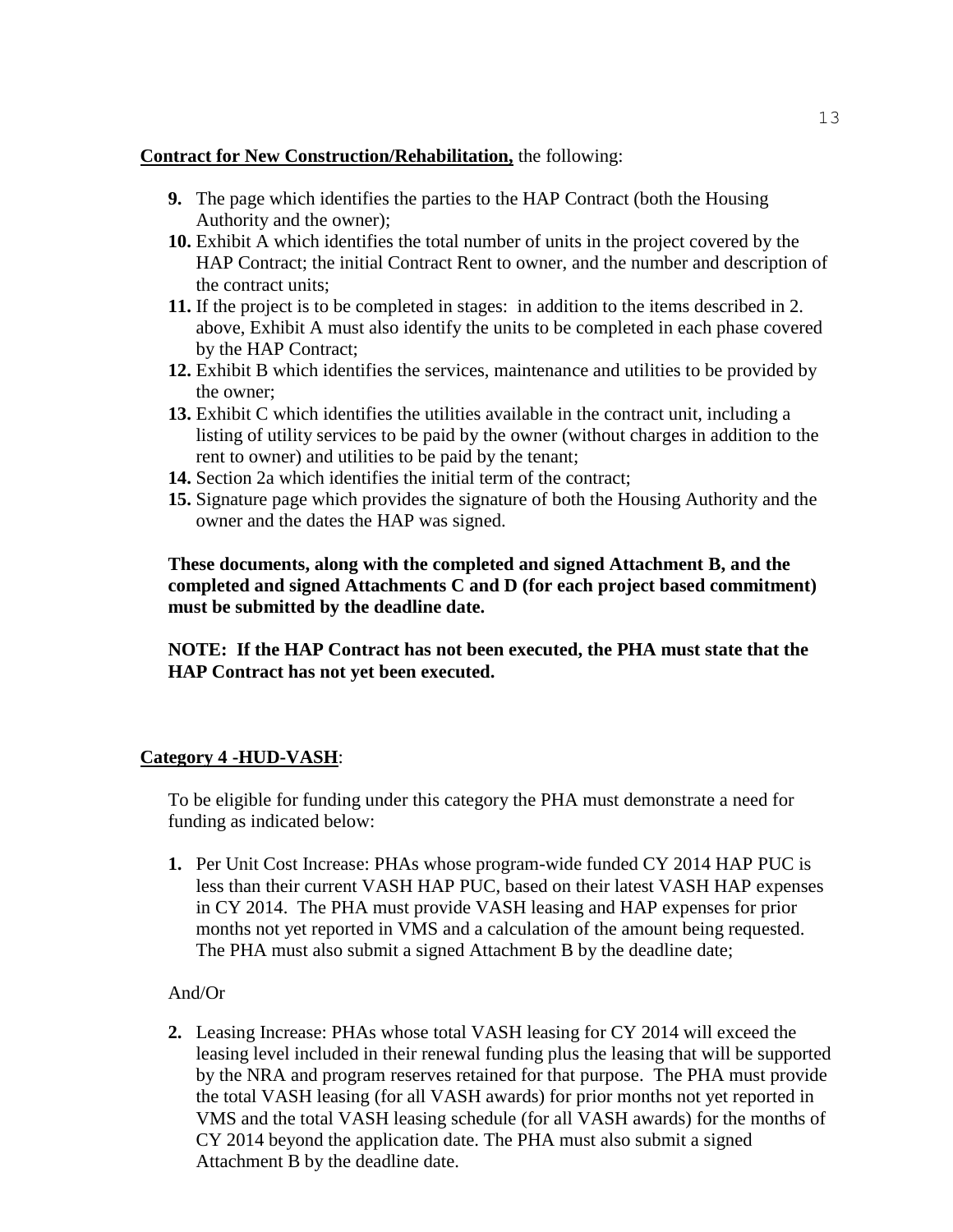**<u>Contract for New Construction/Rehabilitation,</u>** the following:

9. The page which identifies the parties to the HAP Contract (both the Housing Authority and the owner);
10. Exhibit A which identifies the total number of units in the project covered by the HAP Contract; the initial Contract Rent to owner, and the number and description of the contract units;
11. If the project is to be completed in stages: in addition to the items described in 2. above, Exhibit A must also identify the units to be completed in each phase covered by the HAP Contract;
12. Exhibit B which identifies the services, maintenance and utilities to be provided by the owner;
13. Exhibit C which identifies the utilities available in the contract unit, including a listing of utility services to be paid by the owner (without charges in addition to the rent to owner) and utilities to be paid by the tenant;
14. Section 2a which identifies the initial term of the contract;
15. Signature page which provides the signature of both the Housing Authority and the owner and the dates the HAP was signed.

**These documents, along with the completed and signed Attachment B, and the completed and signed Attachments C and D (for each project based commitment) must be submitted by the deadline date.**

**NOTE: If the HAP Contract has not been executed, the PHA must state that the HAP Contract has not yet been executed.**

**<u>Category 4 -HUD-VASH</u>**:

To be eligible for funding under this category the PHA must demonstrate a need for funding as indicated below:

1. Per Unit Cost Increase: PHAs whose program-wide funded CY 2014 HAP PUC is less than their current VASH HAP PUC, based on their latest VASH HAP expenses in CY 2014. The PHA must provide VASH leasing and HAP expenses for prior months not yet reported in VMS and a calculation of the amount being requested. The PHA must also submit a signed Attachment B by the deadline date;

And/Or

2. Leasing Increase: PHAs whose total VASH leasing for CY 2014 will exceed the leasing level included in their renewal funding plus the leasing that will be supported by the NRA and program reserves retained for that purpose. The PHA must provide the total VASH leasing (for all VASH awards) for prior months not yet reported in VMS and the total VASH leasing schedule (for all VASH awards) for the months of CY 2014 beyond the application date. The PHA must also submit a signed Attachment B by the deadline date.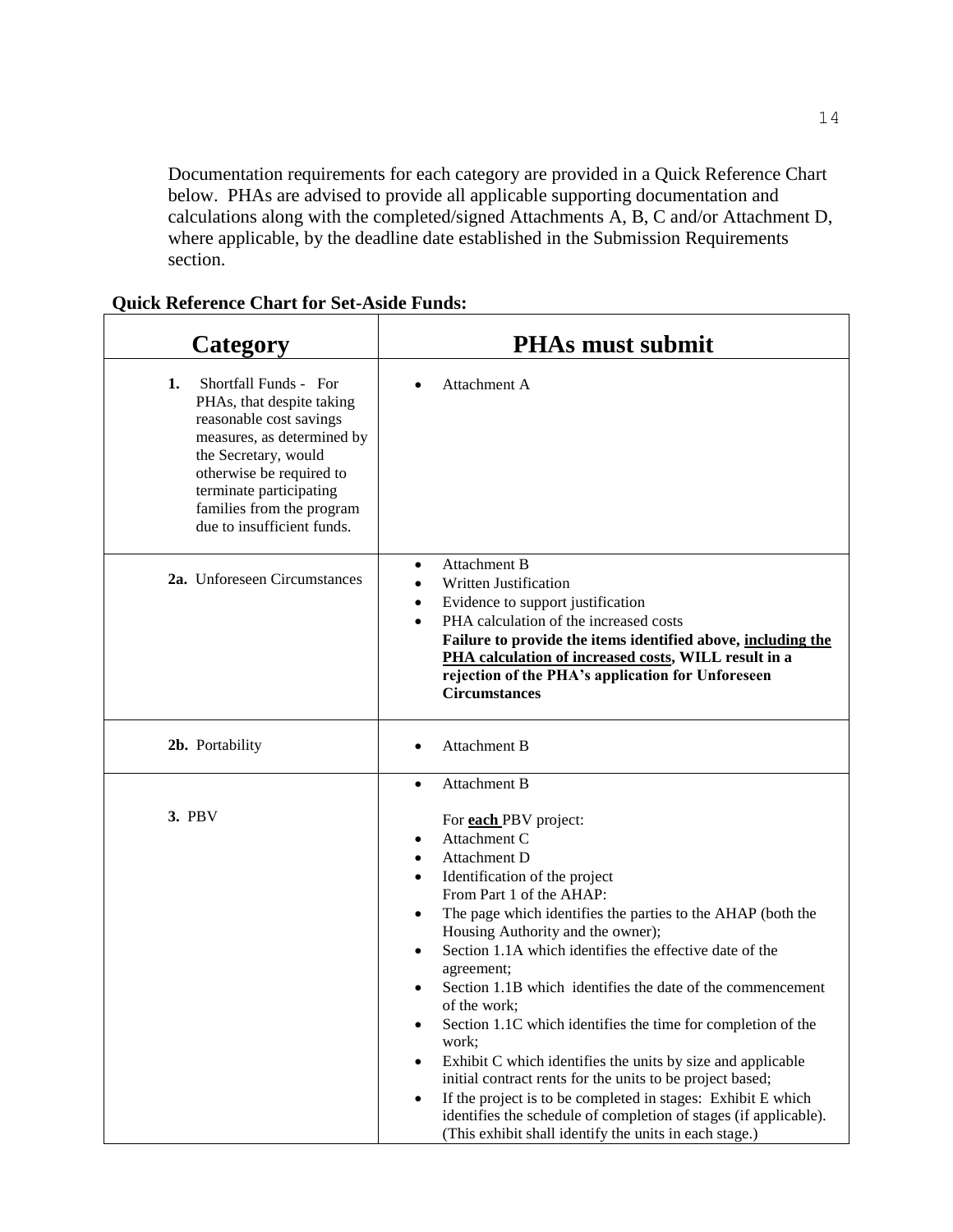Documentation requirements for each category are provided in a Quick Reference Chart below. PHAs are advised to provide all applicable supporting documentation and calculations along with the completed/signed Attachments A, B, C and/or Attachment D, where applicable, by the deadline date established in the Submission Requirements section.

**Quick Reference Chart for Set-Aside Funds:**

| Category | PHAs must submit |
|---|---|
| **1.** Shortfall Funds - For PHAs, that despite taking reasonable cost savings measures, as determined by the Secretary, would otherwise be required to terminate participating families from the program due to insufficient funds. | • Attachment A |
| **2a.** Unforeseen Circumstances | • Attachment B<br>• Written Justification<br>• Evidence to support justification<br>• PHA calculation of the increased costs<br>**Failure to provide the items identified above, <u>including the PHA calculation of increased costs</u>, WILL result in a rejection of the PHA's application for Unforeseen Circumstances** |
| **2b.** Portability | • Attachment B |
| **3.** PBV | • Attachment B<br><br>For **<u>each</u>** PBV project:<br>• Attachment C<br>• Attachment D<br>• Identification of the project<br>From Part 1 of the AHAP:<br>• The page which identifies the parties to the AHAP (both the Housing Authority and the owner);<br>• Section 1.1A which identifies the effective date of the agreement;<br>• Section 1.1B which identifies the date of the commencement of the work;<br>• Section 1.1C which identifies the time for completion of the work;<br>• Exhibit C which identifies the units by size and applicable initial contract rents for the units to be project based;<br>• If the project is to be completed in stages: Exhibit E which identifies the schedule of completion of stages (if applicable). (This exhibit shall identify the units in each stage.) |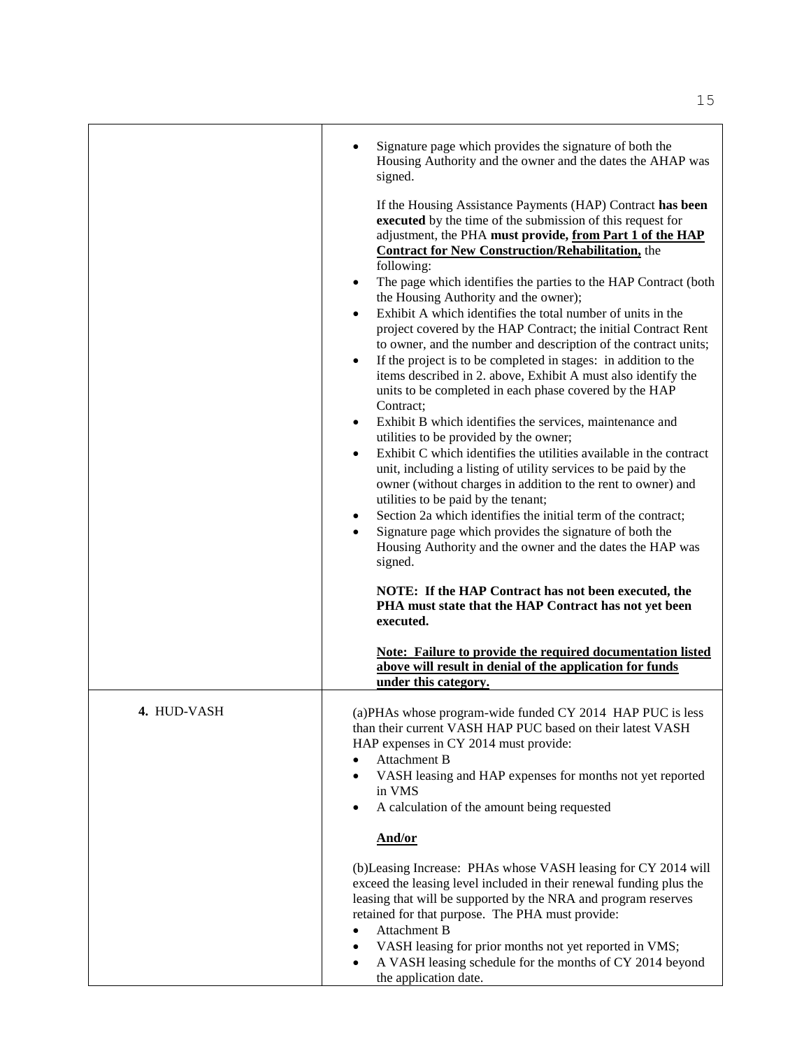| | |
|---|---|
| | • Signature page which provides the signature of both the Housing Authority and the owner and the dates the AHAP was signed.<br><br>If the Housing Assistance Payments (HAP) Contract **has been executed** by the time of the submission of this request for adjustment, the PHA **must provide, <u>from Part 1 of the HAP Contract for New Construction/Rehabilitation,</u>** the following:<br>• The page which identifies the parties to the HAP Contract (both the Housing Authority and the owner);<br>• Exhibit A which identifies the total number of units in the project covered by the HAP Contract; the initial Contract Rent to owner, and the number and description of the contract units;<br>• If the project is to be completed in stages: in addition to the items described in 2. above, Exhibit A must also identify the units to be completed in each phase covered by the HAP Contract;<br>• Exhibit B which identifies the services, maintenance and utilities to be provided by the owner;<br>• Exhibit C which identifies the utilities available in the contract unit, including a listing of utility services to be paid by the owner (without charges in addition to the rent to owner) and utilities to be paid by the tenant;<br>• Section 2a which identifies the initial term of the contract;<br>• Signature page which provides the signature of both the Housing Authority and the owner and the dates the HAP was signed.<br><br>**NOTE: If the HAP Contract has not been executed, the PHA must state that the HAP Contract has not yet been executed.**<br><br>**<u>Note: Failure to provide the required documentation listed above will result in denial of the application for funds under this category.</u>** |
| **4.** HUD-VASH | (a)PHAs whose program-wide funded CY 2014 HAP PUC is less than their current VASH HAP PUC based on their latest VASH HAP expenses in CY 2014 must provide:<br>• Attachment B<br>• VASH leasing and HAP expenses for months not yet reported in VMS<br>• A calculation of the amount being requested<br><br>**<u>And/or</u>**<br><br>(b)Leasing Increase: PHAs whose VASH leasing for CY 2014 will exceed the leasing level included in their renewal funding plus the leasing that will be supported by the NRA and program reserves retained for that purpose. The PHA must provide:<br>• Attachment B<br>• VASH leasing for prior months not yet reported in VMS;<br>• A VASH leasing schedule for the months of CY 2014 beyond the application date. |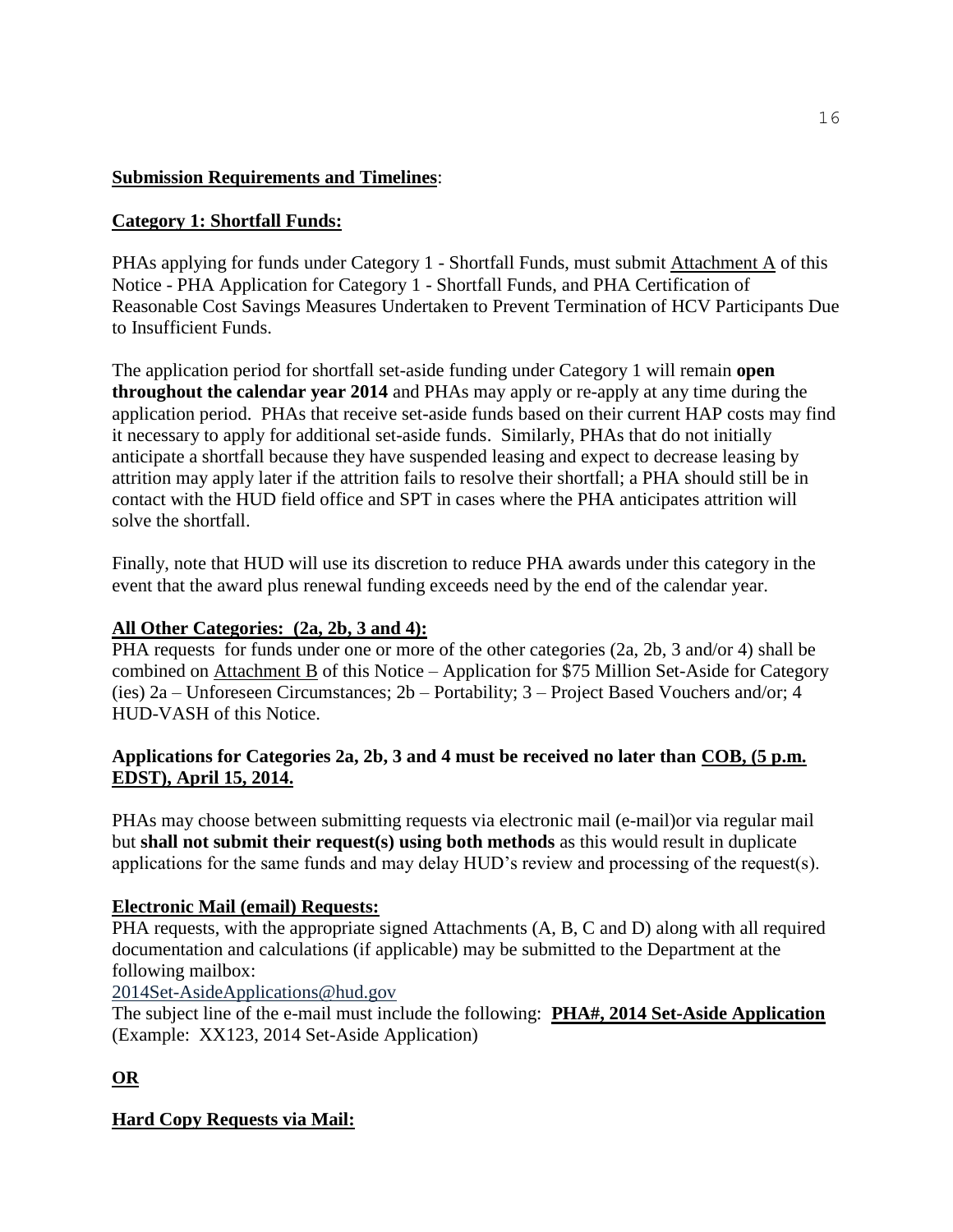**Submission Requirements and Timelines**:

**Category 1: Shortfall Funds:**

PHAs applying for funds under Category 1 - Shortfall Funds, must submit Attachment A of this Notice - PHA Application for Category 1 - Shortfall Funds, and PHA Certification of Reasonable Cost Savings Measures Undertaken to Prevent Termination of HCV Participants Due to Insufficient Funds.

The application period for shortfall set-aside funding under Category 1 will remain **open throughout the calendar year 2014** and PHAs may apply or re-apply at any time during the application period. PHAs that receive set-aside funds based on their current HAP costs may find it necessary to apply for additional set-aside funds. Similarly, PHAs that do not initially anticipate a shortfall because they have suspended leasing and expect to decrease leasing by attrition may apply later if the attrition fails to resolve their shortfall; a PHA should still be in contact with the HUD field office and SPT in cases where the PHA anticipates attrition will solve the shortfall.

Finally, note that HUD will use its discretion to reduce PHA awards under this category in the event that the award plus renewal funding exceeds need by the end of the calendar year.

**All Other Categories: (2a, 2b, 3 and 4):**

PHA requests for funds under one or more of the other categories (2a, 2b, 3 and/or 4) shall be combined on Attachment B of this Notice – Application for $75 Million Set-Aside for Category (ies) 2a – Unforeseen Circumstances; 2b – Portability; 3 – Project Based Vouchers and/or; 4 HUD-VASH of this Notice.

**Applications for Categories 2a, 2b, 3 and 4 must be received no later than COB, (5 p.m. EDST), April 15, 2014.**

PHAs may choose between submitting requests via electronic mail (e-mail)or via regular mail but **shall not submit their request(s) using both methods** as this would result in duplicate applications for the same funds and may delay HUD's review and processing of the request(s).

**Electronic Mail (email) Requests:**

PHA requests, with the appropriate signed Attachments (A, B, C and D) along with all required documentation and calculations (if applicable) may be submitted to the Department at the following mailbox:

2014Set-AsideApplications@hud.gov

The subject line of the e-mail must include the following: **PHA#, 2014 Set-Aside Application** (Example: XX123, 2014 Set-Aside Application)

**OR**

**Hard Copy Requests via Mail:**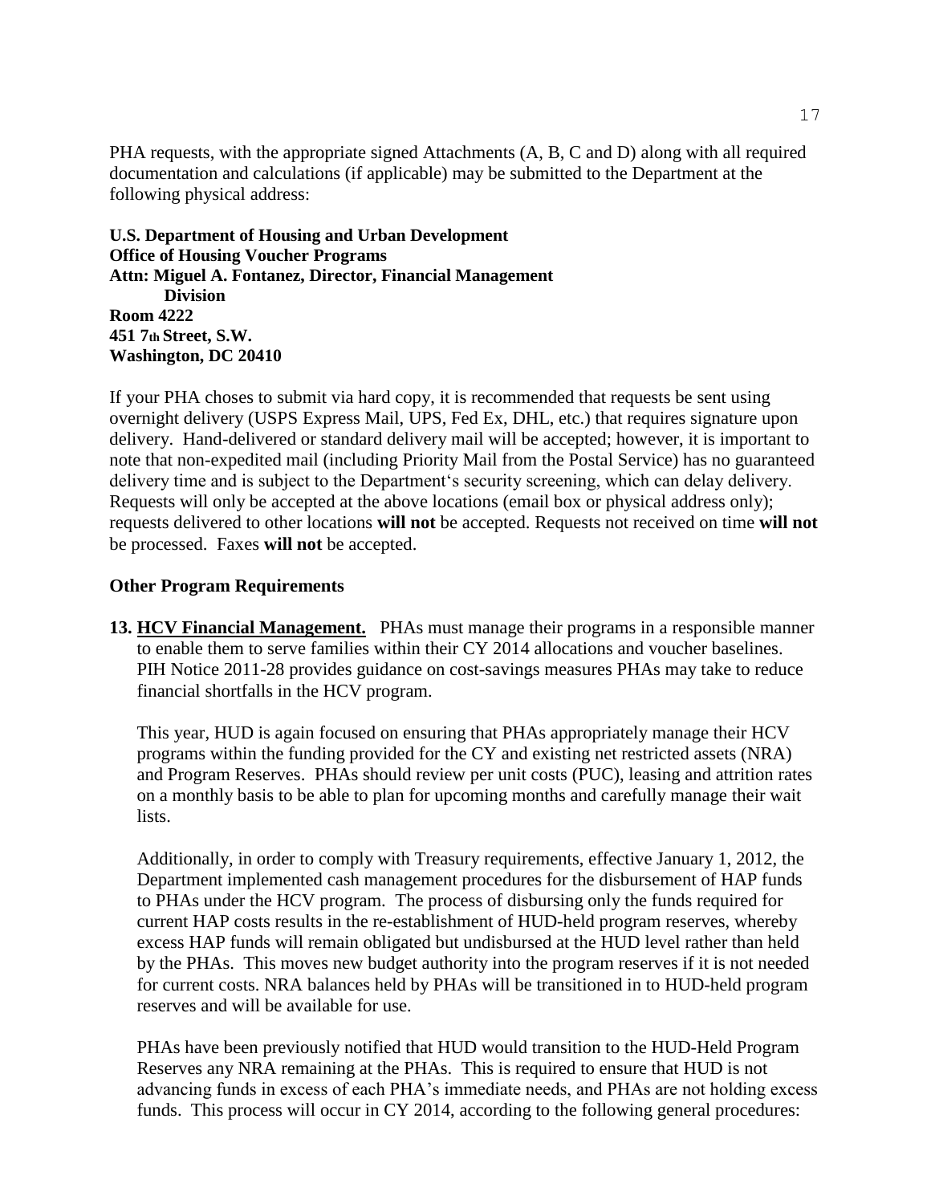PHA requests, with the appropriate signed Attachments (A, B, C and D) along with all required documentation and calculations (if applicable) may be submitted to the Department at the following physical address:

**U.S. Department of Housing and Urban Development**
**Office of Housing Voucher Programs**
**Attn: Miguel A. Fontanez, Director, Financial Management Division**
**Room 4222**
**451 7th Street, S.W.**
**Washington, DC 20410**

If your PHA choses to submit via hard copy, it is recommended that requests be sent using overnight delivery (USPS Express Mail, UPS, Fed Ex, DHL, etc.) that requires signature upon delivery. Hand-delivered or standard delivery mail will be accepted; however, it is important to note that non-expedited mail (including Priority Mail from the Postal Service) has no guaranteed delivery time and is subject to the Department's security screening, which can delay delivery. Requests will only be accepted at the above locations (email box or physical address only); requests delivered to other locations **will not** be accepted. Requests not received on time **will not** be processed. Faxes **will not** be accepted.

### Other Program Requirements

**13. HCV Financial Management.** PHAs must manage their programs in a responsible manner to enable them to serve families within their CY 2014 allocations and voucher baselines. PIH Notice 2011-28 provides guidance on cost-savings measures PHAs may take to reduce financial shortfalls in the HCV program.

This year, HUD is again focused on ensuring that PHAs appropriately manage their HCV programs within the funding provided for the CY and existing net restricted assets (NRA) and Program Reserves. PHAs should review per unit costs (PUC), leasing and attrition rates on a monthly basis to be able to plan for upcoming months and carefully manage their wait lists.

Additionally, in order to comply with Treasury requirements, effective January 1, 2012, the Department implemented cash management procedures for the disbursement of HAP funds to PHAs under the HCV program. The process of disbursing only the funds required for current HAP costs results in the re-establishment of HUD-held program reserves, whereby excess HAP funds will remain obligated but undisbursed at the HUD level rather than held by the PHAs. This moves new budget authority into the program reserves if it is not needed for current costs. NRA balances held by PHAs will be transitioned in to HUD-held program reserves and will be available for use.

PHAs have been previously notified that HUD would transition to the HUD-Held Program Reserves any NRA remaining at the PHAs. This is required to ensure that HUD is not advancing funds in excess of each PHA's immediate needs, and PHAs are not holding excess funds. This process will occur in CY 2014, according to the following general procedures: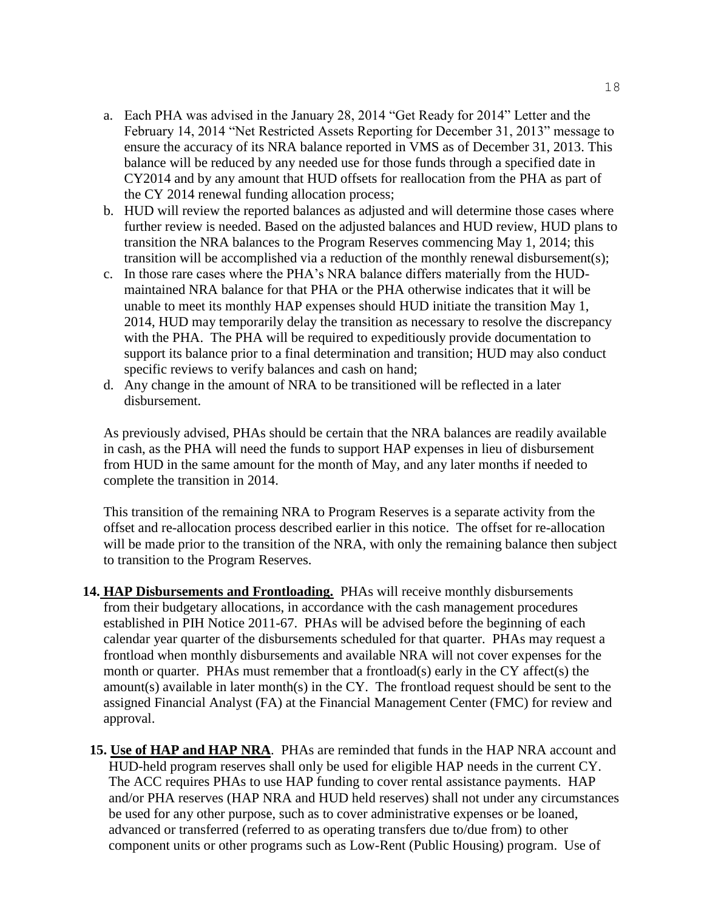a. Each PHA was advised in the January 28, 2014 "Get Ready for 2014" Letter and the February 14, 2014 "Net Restricted Assets Reporting for December 31, 2013" message to ensure the accuracy of its NRA balance reported in VMS as of December 31, 2013. This balance will be reduced by any needed use for those funds through a specified date in CY2014 and by any amount that HUD offsets for reallocation from the PHA as part of the CY 2014 renewal funding allocation process;
b. HUD will review the reported balances as adjusted and will determine those cases where further review is needed. Based on the adjusted balances and HUD review, HUD plans to transition the NRA balances to the Program Reserves commencing May 1, 2014; this transition will be accomplished via a reduction of the monthly renewal disbursement(s);
c. In those rare cases where the PHA's NRA balance differs materially from the HUD-maintained NRA balance for that PHA or the PHA otherwise indicates that it will be unable to meet its monthly HAP expenses should HUD initiate the transition May 1, 2014, HUD may temporarily delay the transition as necessary to resolve the discrepancy with the PHA. The PHA will be required to expeditiously provide documentation to support its balance prior to a final determination and transition; HUD may also conduct specific reviews to verify balances and cash on hand;
d. Any change in the amount of NRA to be transitioned will be reflected in a later disbursement.

As previously advised, PHAs should be certain that the NRA balances are readily available in cash, as the PHA will need the funds to support HAP expenses in lieu of disbursement from HUD in the same amount for the month of May, and any later months if needed to complete the transition in 2014.

This transition of the remaining NRA to Program Reserves is a separate activity from the offset and re-allocation process described earlier in this notice. The offset for re-allocation will be made prior to the transition of the NRA, with only the remaining balance then subject to transition to the Program Reserves.

14. **HAP Disbursements and Frontloading.** PHAs will receive monthly disbursements from their budgetary allocations, in accordance with the cash management procedures established in PIH Notice 2011-67. PHAs will be advised before the beginning of each calendar year quarter of the disbursements scheduled for that quarter. PHAs may request a frontload when monthly disbursements and available NRA will not cover expenses for the month or quarter. PHAs must remember that a frontload(s) early in the CY affect(s) the amount(s) available in later month(s) in the CY. The frontload request should be sent to the assigned Financial Analyst (FA) at the Financial Management Center (FMC) for review and approval.

15. **Use of HAP and HAP NRA**. PHAs are reminded that funds in the HAP NRA account and HUD-held program reserves shall only be used for eligible HAP needs in the current CY. The ACC requires PHAs to use HAP funding to cover rental assistance payments. HAP and/or PHA reserves (HAP NRA and HUD held reserves) shall not under any circumstances be used for any other purpose, such as to cover administrative expenses or be loaned, advanced or transferred (referred to as operating transfers due to/due from) to other component units or other programs such as Low-Rent (Public Housing) program. Use of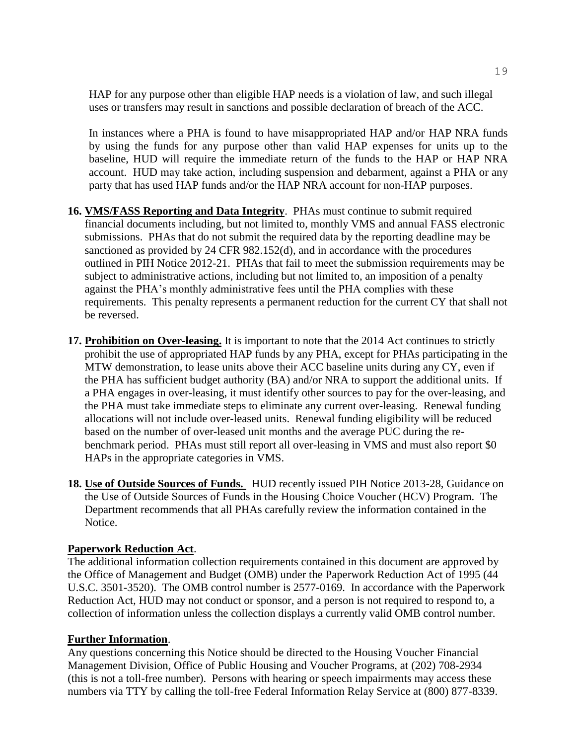HAP for any purpose other than eligible HAP needs is a violation of law, and such illegal uses or transfers may result in sanctions and possible declaration of breach of the ACC.

In instances where a PHA is found to have misappropriated HAP and/or HAP NRA funds by using the funds for any purpose other than valid HAP expenses for units up to the baseline, HUD will require the immediate return of the funds to the HAP or HAP NRA account. HUD may take action, including suspension and debarment, against a PHA or any party that has used HAP funds and/or the HAP NRA account for non-HAP purposes.

16. **VMS/FASS Reporting and Data Integrity**. PHAs must continue to submit required financial documents including, but not limited to, monthly VMS and annual FASS electronic submissions. PHAs that do not submit the required data by the reporting deadline may be sanctioned as provided by 24 CFR 982.152(d), and in accordance with the procedures outlined in PIH Notice 2012-21. PHAs that fail to meet the submission requirements may be subject to administrative actions, including but not limited to, an imposition of a penalty against the PHA's monthly administrative fees until the PHA complies with these requirements. This penalty represents a permanent reduction for the current CY that shall not be reversed.

17. **Prohibition on Over-leasing.** It is important to note that the 2014 Act continues to strictly prohibit the use of appropriated HAP funds by any PHA, except for PHAs participating in the MTW demonstration, to lease units above their ACC baseline units during any CY, even if the PHA has sufficient budget authority (BA) and/or NRA to support the additional units. If a PHA engages in over-leasing, it must identify other sources to pay for the over-leasing, and the PHA must take immediate steps to eliminate any current over-leasing. Renewal funding allocations will not include over-leased units. Renewal funding eligibility will be reduced based on the number of over-leased unit months and the average PUC during the re-benchmark period. PHAs must still report all over-leasing in VMS and must also report $0 HAPs in the appropriate categories in VMS.

18. **Use of Outside Sources of Funds.** HUD recently issued PIH Notice 2013-28, Guidance on the Use of Outside Sources of Funds in the Housing Choice Voucher (HCV) Program. The Department recommends that all PHAs carefully review the information contained in the Notice.

**Paperwork Reduction Act**.

The additional information collection requirements contained in this document are approved by the Office of Management and Budget (OMB) under the Paperwork Reduction Act of 1995 (44 U.S.C. 3501-3520). The OMB control number is 2577-0169. In accordance with the Paperwork Reduction Act, HUD may not conduct or sponsor, and a person is not required to respond to, a collection of information unless the collection displays a currently valid OMB control number.

**Further Information**.

Any questions concerning this Notice should be directed to the Housing Voucher Financial Management Division, Office of Public Housing and Voucher Programs, at (202) 708-2934 (this is not a toll-free number). Persons with hearing or speech impairments may access these numbers via TTY by calling the toll-free Federal Information Relay Service at (800) 877-8339.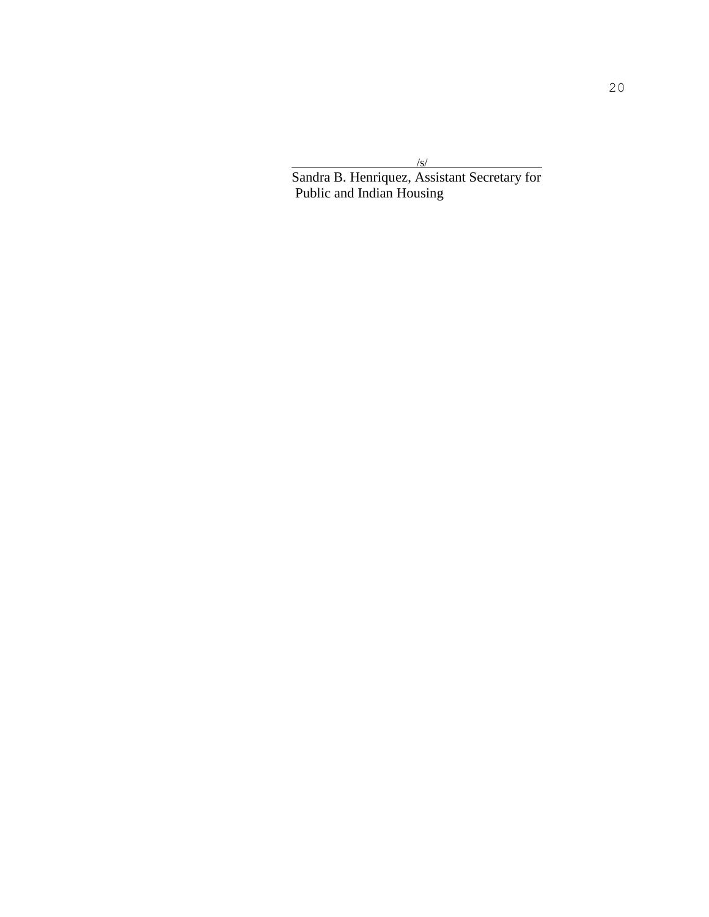/s/

Sandra B. Henriquez, Assistant Secretary for Public and Indian Housing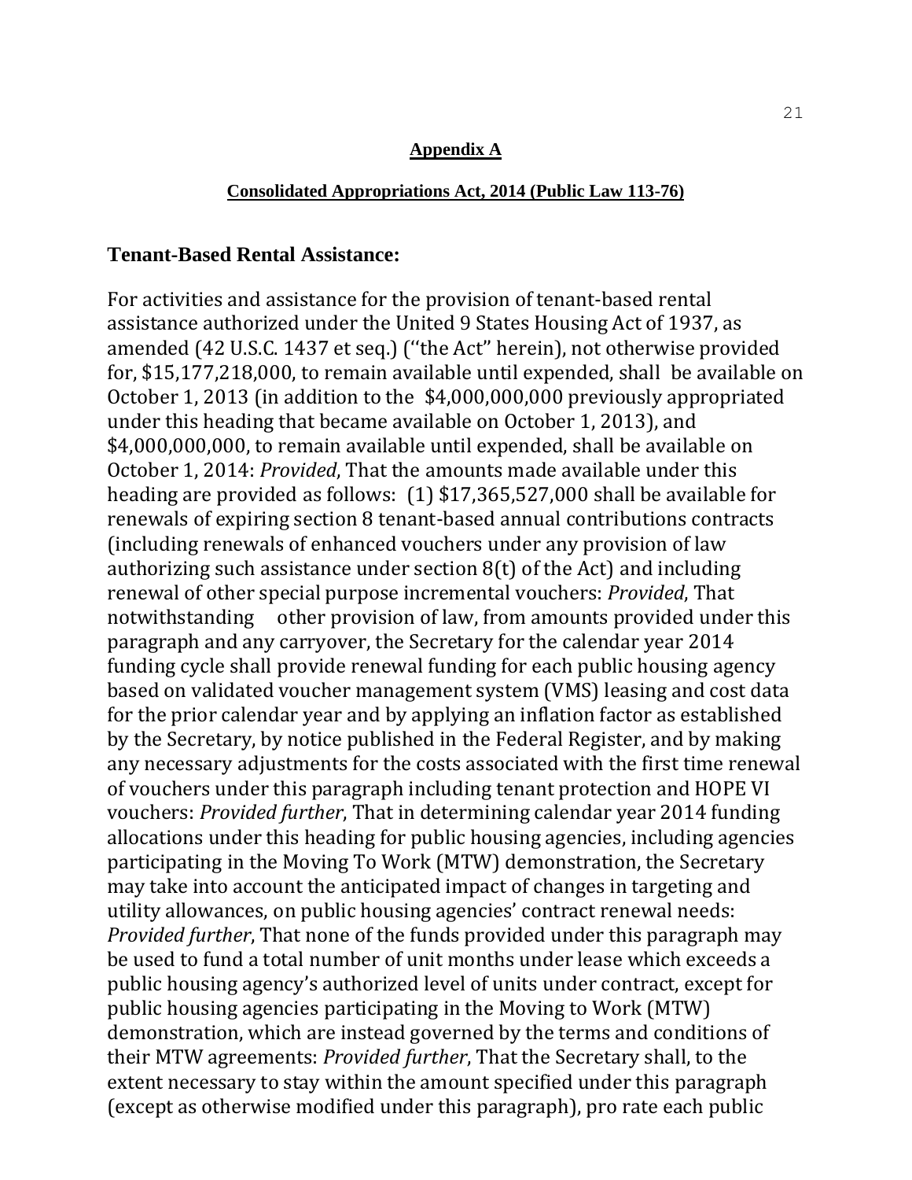**Appendix A**

**Consolidated Appropriations Act, 2014 (Public Law 113-76)**

## Tenant-Based Rental Assistance:

For activities and assistance for the provision of tenant-based rental assistance authorized under the United 9 States Housing Act of 1937, as amended (42 U.S.C. 1437 et seq.) (''the Act" herein), not otherwise provided for, $15,177,218,000, to remain available until expended, shall be available on October 1, 2013 (in addition to the $4,000,000,000 previously appropriated under this heading that became available on October 1, 2013), and $4,000,000,000, to remain available until expended, shall be available on October 1, 2014: *Provided*, That the amounts made available under this heading are provided as follows: (1) $17,365,527,000 shall be available for renewals of expiring section 8 tenant-based annual contributions contracts (including renewals of enhanced vouchers under any provision of law authorizing such assistance under section 8(t) of the Act) and including renewal of other special purpose incremental vouchers: *Provided*, That notwithstanding other provision of law, from amounts provided under this paragraph and any carryover, the Secretary for the calendar year 2014 funding cycle shall provide renewal funding for each public housing agency based on validated voucher management system (VMS) leasing and cost data for the prior calendar year and by applying an inflation factor as established by the Secretary, by notice published in the Federal Register, and by making any necessary adjustments for the costs associated with the first time renewal of vouchers under this paragraph including tenant protection and HOPE VI vouchers: *Provided further*, That in determining calendar year 2014 funding allocations under this heading for public housing agencies, including agencies participating in the Moving To Work (MTW) demonstration, the Secretary may take into account the anticipated impact of changes in targeting and utility allowances, on public housing agencies' contract renewal needs: *Provided further*, That none of the funds provided under this paragraph may be used to fund a total number of unit months under lease which exceeds a public housing agency's authorized level of units under contract, except for public housing agencies participating in the Moving to Work (MTW) demonstration, which are instead governed by the terms and conditions of their MTW agreements: *Provided further*, That the Secretary shall, to the extent necessary to stay within the amount specified under this paragraph (except as otherwise modified under this paragraph), pro rate each public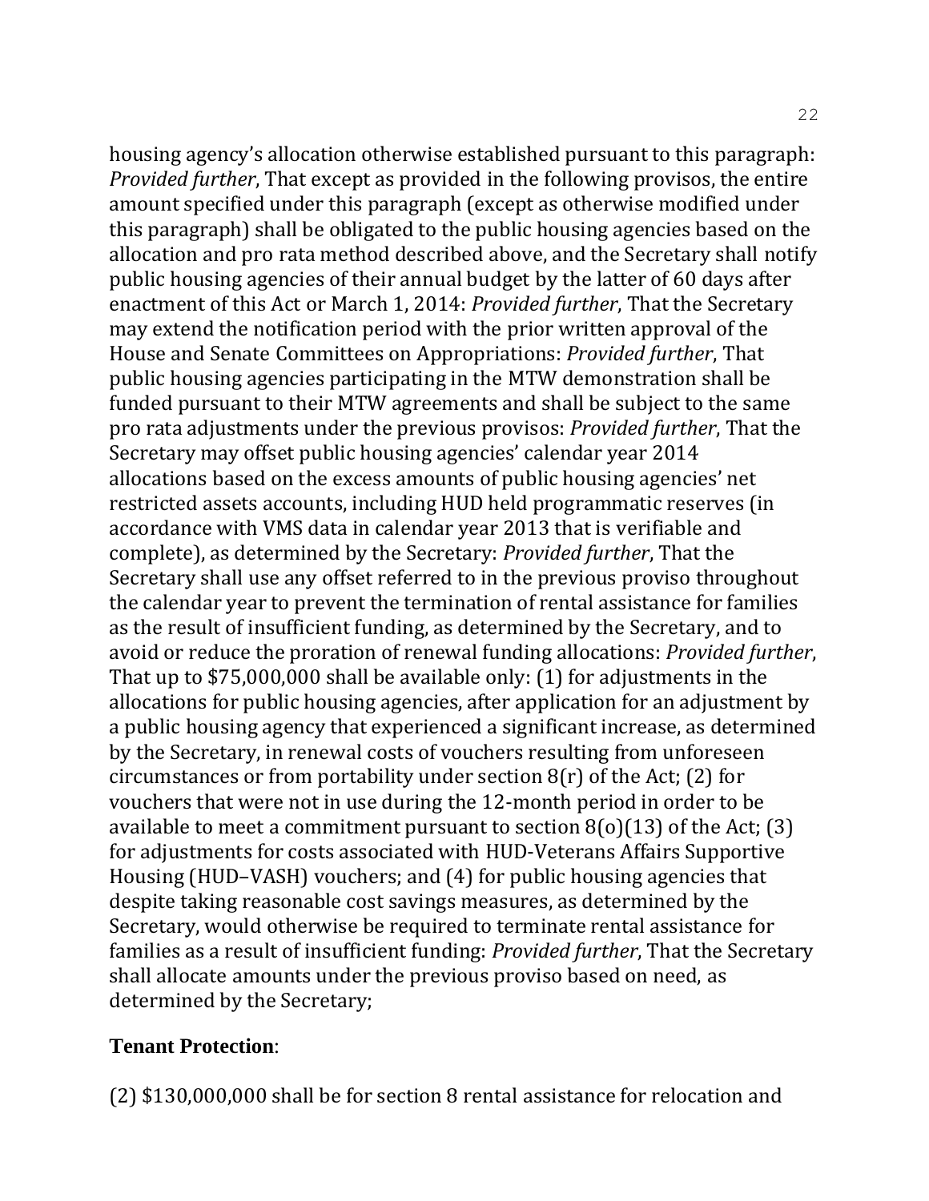housing agency's allocation otherwise established pursuant to this paragraph: *Provided further*, That except as provided in the following provisos, the entire amount specified under this paragraph (except as otherwise modified under this paragraph) shall be obligated to the public housing agencies based on the allocation and pro rata method described above, and the Secretary shall notify public housing agencies of their annual budget by the latter of 60 days after enactment of this Act or March 1, 2014: *Provided further*, That the Secretary may extend the notification period with the prior written approval of the House and Senate Committees on Appropriations: *Provided further*, That public housing agencies participating in the MTW demonstration shall be funded pursuant to their MTW agreements and shall be subject to the same pro rata adjustments under the previous provisos: *Provided further*, That the Secretary may offset public housing agencies' calendar year 2014 allocations based on the excess amounts of public housing agencies' net restricted assets accounts, including HUD held programmatic reserves (in accordance with VMS data in calendar year 2013 that is verifiable and complete), as determined by the Secretary: *Provided further*, That the Secretary shall use any offset referred to in the previous proviso throughout the calendar year to prevent the termination of rental assistance for families as the result of insufficient funding, as determined by the Secretary, and to avoid or reduce the proration of renewal funding allocations: *Provided further*, That up to $75,000,000 shall be available only: (1) for adjustments in the allocations for public housing agencies, after application for an adjustment by a public housing agency that experienced a significant increase, as determined by the Secretary, in renewal costs of vouchers resulting from unforeseen circumstances or from portability under section 8(r) of the Act; (2) for vouchers that were not in use during the 12-month period in order to be available to meet a commitment pursuant to section 8(o)(13) of the Act; (3) for adjustments for costs associated with HUD-Veterans Affairs Supportive Housing (HUD–VASH) vouchers; and (4) for public housing agencies that despite taking reasonable cost savings measures, as determined by the Secretary, would otherwise be required to terminate rental assistance for families as a result of insufficient funding: *Provided further*, That the Secretary shall allocate amounts under the previous proviso based on need, as determined by the Secretary;

**Tenant Protection**:

(2) $130,000,000 shall be for section 8 rental assistance for relocation and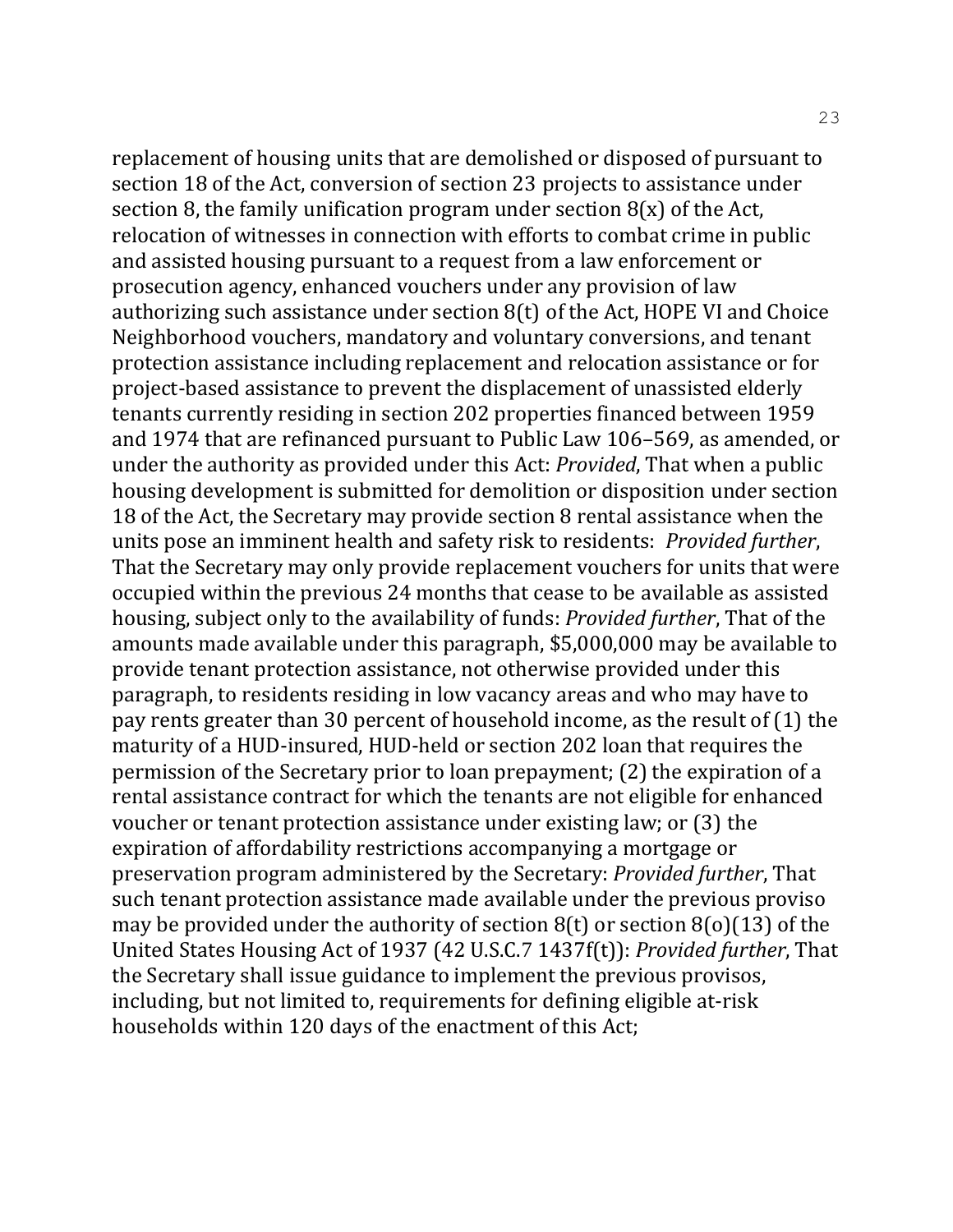replacement of housing units that are demolished or disposed of pursuant to section 18 of the Act, conversion of section 23 projects to assistance under section 8, the family unification program under section 8(x) of the Act, relocation of witnesses in connection with efforts to combat crime in public and assisted housing pursuant to a request from a law enforcement or prosecution agency, enhanced vouchers under any provision of law authorizing such assistance under section 8(t) of the Act, HOPE VI and Choice Neighborhood vouchers, mandatory and voluntary conversions, and tenant protection assistance including replacement and relocation assistance or for project-based assistance to prevent the displacement of unassisted elderly tenants currently residing in section 202 properties financed between 1959 and 1974 that are refinanced pursuant to Public Law 106–569, as amended, or under the authority as provided under this Act: *Provided*, That when a public housing development is submitted for demolition or disposition under section 18 of the Act, the Secretary may provide section 8 rental assistance when the units pose an imminent health and safety risk to residents: *Provided further*, That the Secretary may only provide replacement vouchers for units that were occupied within the previous 24 months that cease to be available as assisted housing, subject only to the availability of funds: *Provided further*, That of the amounts made available under this paragraph, $5,000,000 may be available to provide tenant protection assistance, not otherwise provided under this paragraph, to residents residing in low vacancy areas and who may have to pay rents greater than 30 percent of household income, as the result of (1) the maturity of a HUD-insured, HUD-held or section 202 loan that requires the permission of the Secretary prior to loan prepayment; (2) the expiration of a rental assistance contract for which the tenants are not eligible for enhanced voucher or tenant protection assistance under existing law; or (3) the expiration of affordability restrictions accompanying a mortgage or preservation program administered by the Secretary: *Provided further*, That such tenant protection assistance made available under the previous proviso may be provided under the authority of section 8(t) or section 8(o)(13) of the United States Housing Act of 1937 (42 U.S.C.7 1437f(t)): *Provided further*, That the Secretary shall issue guidance to implement the previous provisos, including, but not limited to, requirements for defining eligible at-risk households within 120 days of the enactment of this Act;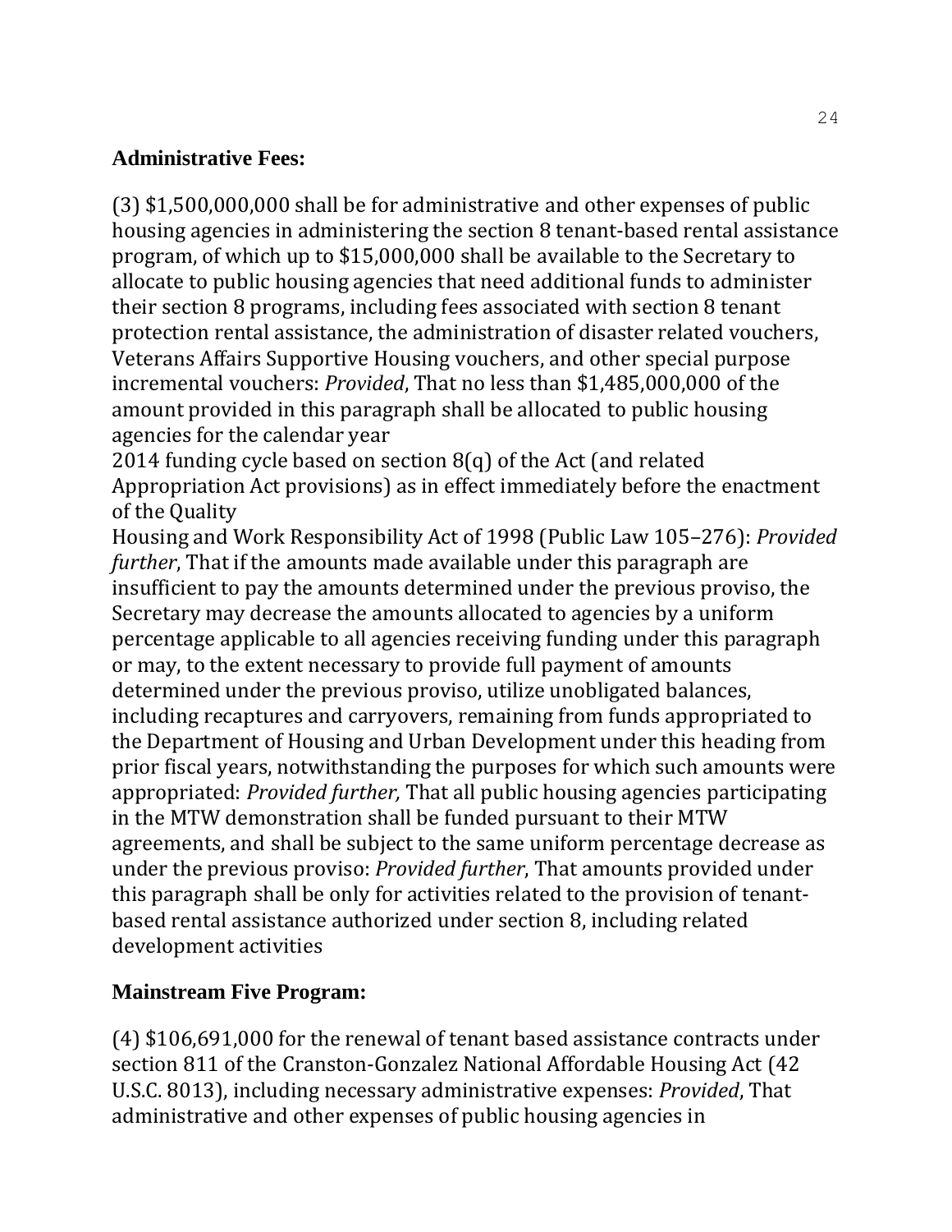**Administrative Fees:**

(3) $1,500,000,000 shall be for administrative and other expenses of public housing agencies in administering the section 8 tenant-based rental assistance program, of which up to $15,000,000 shall be available to the Secretary to allocate to public housing agencies that need additional funds to administer their section 8 programs, including fees associated with section 8 tenant protection rental assistance, the administration of disaster related vouchers, Veterans Affairs Supportive Housing vouchers, and other special purpose incremental vouchers: *Provided*, That no less than $1,485,000,000 of the amount provided in this paragraph shall be allocated to public housing agencies for the calendar year 2014 funding cycle based on section 8(q) of the Act (and related Appropriation Act provisions) as in effect immediately before the enactment of the Quality Housing and Work Responsibility Act of 1998 (Public Law 105–276): *Provided further*, That if the amounts made available under this paragraph are insufficient to pay the amounts determined under the previous proviso, the Secretary may decrease the amounts allocated to agencies by a uniform percentage applicable to all agencies receiving funding under this paragraph or may, to the extent necessary to provide full payment of amounts determined under the previous proviso, utilize unobligated balances, including recaptures and carryovers, remaining from funds appropriated to the Department of Housing and Urban Development under this heading from prior fiscal years, notwithstanding the purposes for which such amounts were appropriated: *Provided further,* That all public housing agencies participating in the MTW demonstration shall be funded pursuant to their MTW agreements, and shall be subject to the same uniform percentage decrease as under the previous proviso: *Provided further*, That amounts provided under this paragraph shall be only for activities related to the provision of tenant-based rental assistance authorized under section 8, including related development activities

**Mainstream Five Program:**

(4) $106,691,000 for the renewal of tenant based assistance contracts under section 811 of the Cranston-Gonzalez National Affordable Housing Act (42 U.S.C. 8013), including necessary administrative expenses: *Provided*, That administrative and other expenses of public housing agencies in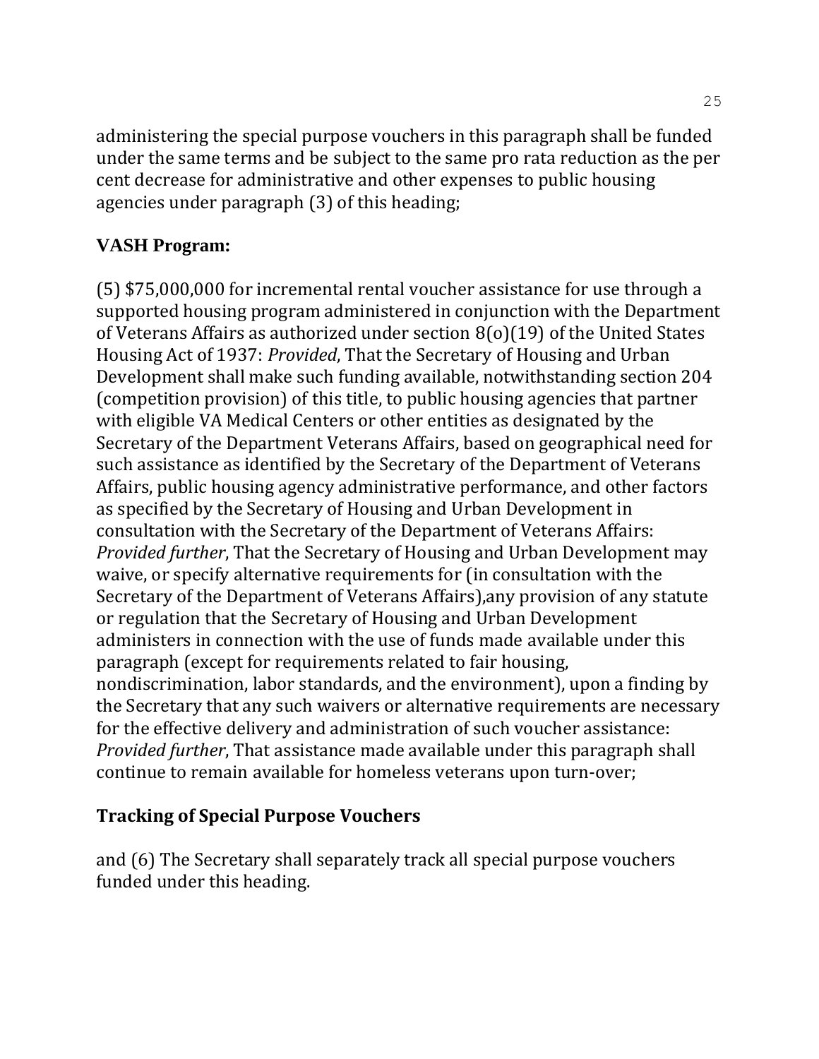administering the special purpose vouchers in this paragraph shall be funded under the same terms and be subject to the same pro rata reduction as the per cent decrease for administrative and other expenses to public housing agencies under paragraph (3) of this heading;

## VASH Program:

(5) $75,000,000 for incremental rental voucher assistance for use through a supported housing program administered in conjunction with the Department of Veterans Affairs as authorized under section 8(o)(19) of the United States Housing Act of 1937: *Provided*, That the Secretary of Housing and Urban Development shall make such funding available, notwithstanding section 204 (competition provision) of this title, to public housing agencies that partner with eligible VA Medical Centers or other entities as designated by the Secretary of the Department Veterans Affairs, based on geographical need for such assistance as identified by the Secretary of the Department of Veterans Affairs, public housing agency administrative performance, and other factors as specified by the Secretary of Housing and Urban Development in consultation with the Secretary of the Department of Veterans Affairs: *Provided further*, That the Secretary of Housing and Urban Development may waive, or specify alternative requirements for (in consultation with the Secretary of the Department of Veterans Affairs),any provision of any statute or regulation that the Secretary of Housing and Urban Development administers in connection with the use of funds made available under this paragraph (except for requirements related to fair housing, nondiscrimination, labor standards, and the environment), upon a finding by the Secretary that any such waivers or alternative requirements are necessary for the effective delivery and administration of such voucher assistance: *Provided further*, That assistance made available under this paragraph shall continue to remain available for homeless veterans upon turn-over;

## Tracking of Special Purpose Vouchers

and (6) The Secretary shall separately track all special purpose vouchers funded under this heading.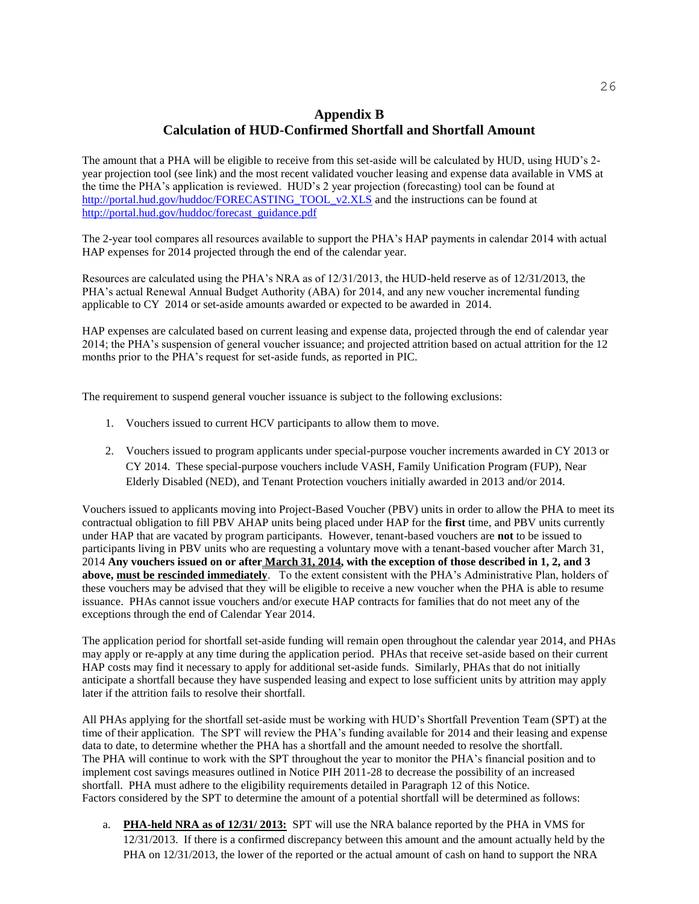# Appendix B
## Calculation of HUD-Confirmed Shortfall and Shortfall Amount

The amount that a PHA will be eligible to receive from this set-aside will be calculated by HUD, using HUD's 2-year projection tool (see link) and the most recent validated voucher leasing and expense data available in VMS at the time the PHA's application is reviewed. HUD's 2 year projection (forecasting) tool can be found at http://portal.hud.gov/huddoc/FORECASTING_TOOL_v2.XLS and the instructions can be found at http://portal.hud.gov/huddoc/forecast_guidance.pdf

The 2-year tool compares all resources available to support the PHA's HAP payments in calendar 2014 with actual HAP expenses for 2014 projected through the end of the calendar year.

Resources are calculated using the PHA's NRA as of 12/31/2013, the HUD-held reserve as of 12/31/2013, the PHA's actual Renewal Annual Budget Authority (ABA) for 2014, and any new voucher incremental funding applicable to CY 2014 or set-aside amounts awarded or expected to be awarded in 2014.

HAP expenses are calculated based on current leasing and expense data, projected through the end of calendar year 2014; the PHA's suspension of general voucher issuance; and projected attrition based on actual attrition for the 12 months prior to the PHA's request for set-aside funds, as reported in PIC.

The requirement to suspend general voucher issuance is subject to the following exclusions:

1. Vouchers issued to current HCV participants to allow them to move.

2. Vouchers issued to program applicants under special-purpose voucher increments awarded in CY 2013 or CY 2014. These special-purpose vouchers include VASH, Family Unification Program (FUP), Near Elderly Disabled (NED), and Tenant Protection vouchers initially awarded in 2013 and/or 2014.

Vouchers issued to applicants moving into Project-Based Voucher (PBV) units in order to allow the PHA to meet its contractual obligation to fill PBV AHAP units being placed under HAP for the **first** time, and PBV units currently under HAP that are vacated by program participants. However, tenant-based vouchers are **not** to be issued to participants living in PBV units who are requesting a voluntary move with a tenant-based voucher after March 31, 2014 **Any vouchers issued on or after <u>March 31, 2014</u>, with the exception of those described in 1, 2, and 3 above, <u>must be rescinded immediately</u>**. To the extent consistent with the PHA's Administrative Plan, holders of these vouchers may be advised that they will be eligible to receive a new voucher when the PHA is able to resume issuance. PHAs cannot issue vouchers and/or execute HAP contracts for families that do not meet any of the exceptions through the end of Calendar Year 2014.

The application period for shortfall set-aside funding will remain open throughout the calendar year 2014, and PHAs may apply or re-apply at any time during the application period. PHAs that receive set-aside based on their current HAP costs may find it necessary to apply for additional set-aside funds. Similarly, PHAs that do not initially anticipate a shortfall because they have suspended leasing and expect to lose sufficient units by attrition may apply later if the attrition fails to resolve their shortfall.

All PHAs applying for the shortfall set-aside must be working with HUD's Shortfall Prevention Team (SPT) at the time of their application. The SPT will review the PHA's funding available for 2014 and their leasing and expense data to date, to determine whether the PHA has a shortfall and the amount needed to resolve the shortfall. The PHA will continue to work with the SPT throughout the year to monitor the PHA's financial position and to implement cost savings measures outlined in Notice PIH 2011-28 to decrease the possibility of an increased shortfall. PHA must adhere to the eligibility requirements detailed in Paragraph 12 of this Notice. Factors considered by the SPT to determine the amount of a potential shortfall will be determined as follows:

a. **<u>PHA-held NRA as of 12/31/ 2013:</u>** SPT will use the NRA balance reported by the PHA in VMS for 12/31/2013. If there is a confirmed discrepancy between this amount and the amount actually held by the PHA on 12/31/2013, the lower of the reported or the actual amount of cash on hand to support the NRA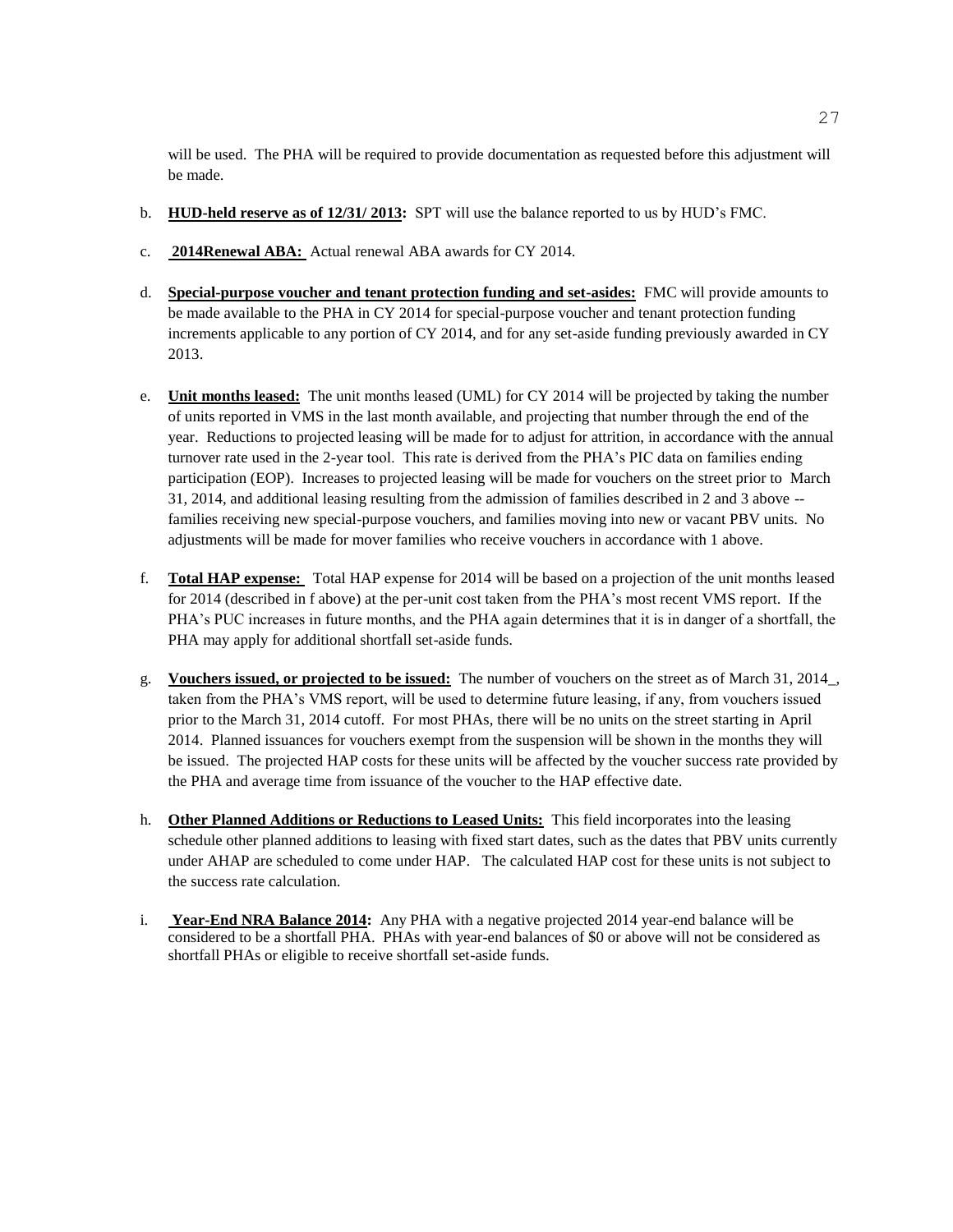will be used. The PHA will be required to provide documentation as requested before this adjustment will be made.

b. **HUD-held reserve as of 12/31/ 2013:** SPT will use the balance reported to us by HUD's FMC.

c. **2014Renewal ABA:** Actual renewal ABA awards for CY 2014.

d. **Special-purpose voucher and tenant protection funding and set-asides:** FMC will provide amounts to be made available to the PHA in CY 2014 for special-purpose voucher and tenant protection funding increments applicable to any portion of CY 2014, and for any set-aside funding previously awarded in CY 2013.

e. **Unit months leased:** The unit months leased (UML) for CY 2014 will be projected by taking the number of units reported in VMS in the last month available, and projecting that number through the end of the year. Reductions to projected leasing will be made for to adjust for attrition, in accordance with the annual turnover rate used in the 2-year tool. This rate is derived from the PHA's PIC data on families ending participation (EOP). Increases to projected leasing will be made for vouchers on the street prior to March 31, 2014, and additional leasing resulting from the admission of families described in 2 and 3 above -- families receiving new special-purpose vouchers, and families moving into new or vacant PBV units. No adjustments will be made for mover families who receive vouchers in accordance with 1 above.

f. **Total HAP expense:** Total HAP expense for 2014 will be based on a projection of the unit months leased for 2014 (described in f above) at the per-unit cost taken from the PHA's most recent VMS report. If the PHA's PUC increases in future months, and the PHA again determines that it is in danger of a shortfall, the PHA may apply for additional shortfall set-aside funds.

g. **Vouchers issued, or projected to be issued:** The number of vouchers on the street as of March 31, 2014_, taken from the PHA's VMS report, will be used to determine future leasing, if any, from vouchers issued prior to the March 31, 2014 cutoff. For most PHAs, there will be no units on the street starting in April 2014. Planned issuances for vouchers exempt from the suspension will be shown in the months they will be issued. The projected HAP costs for these units will be affected by the voucher success rate provided by the PHA and average time from issuance of the voucher to the HAP effective date.

h. **Other Planned Additions or Reductions to Leased Units:** This field incorporates into the leasing schedule other planned additions to leasing with fixed start dates, such as the dates that PBV units currently under AHAP are scheduled to come under HAP. The calculated HAP cost for these units is not subject to the success rate calculation.

i. **Year-End NRA Balance 2014:** Any PHA with a negative projected 2014 year-end balance will be considered to be a shortfall PHA. PHAs with year-end balances of $0 or above will not be considered as shortfall PHAs or eligible to receive shortfall set-aside funds.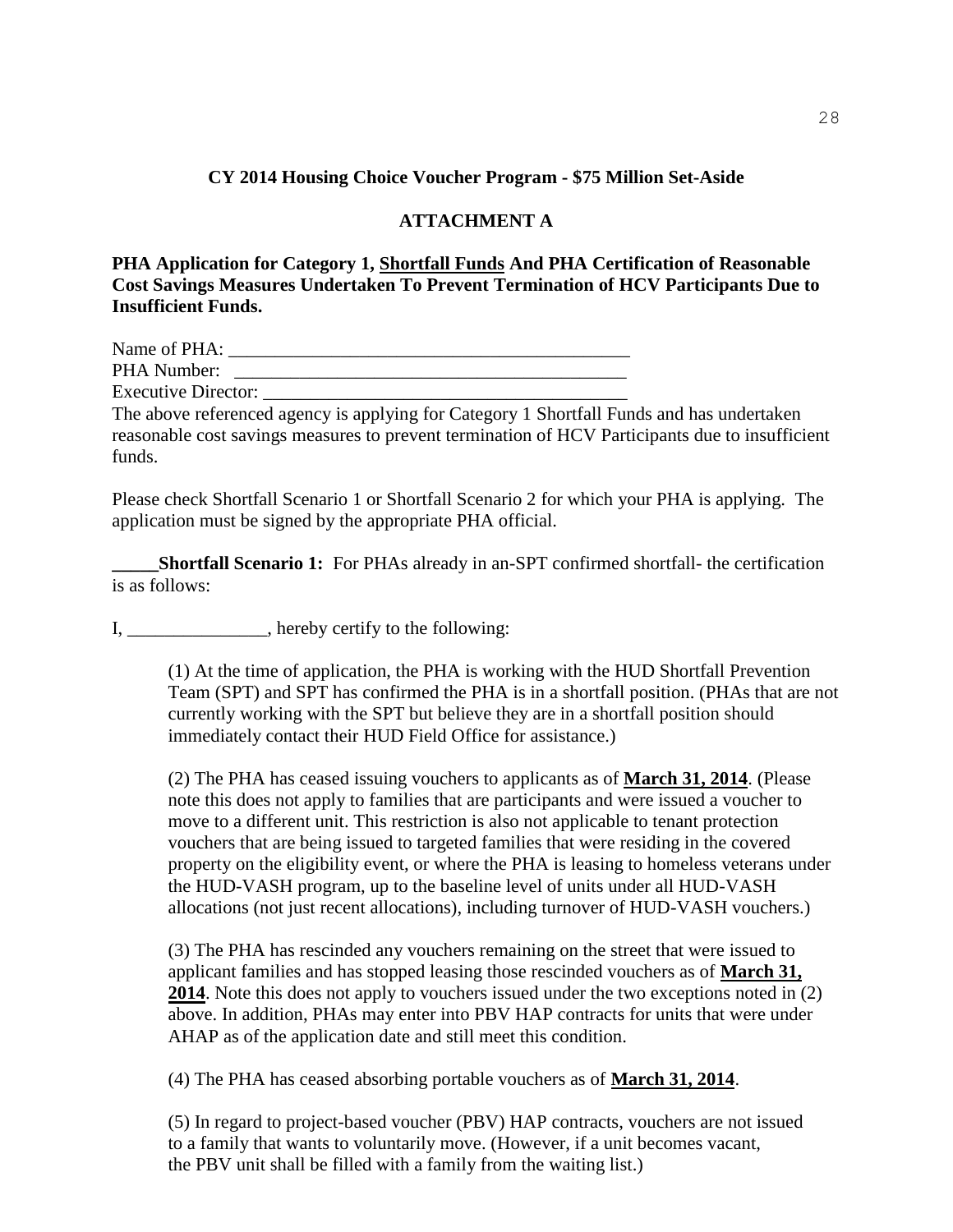**CY 2014 Housing Choice Voucher Program - $75 Million Set-Aside**

**ATTACHMENT A**

**PHA Application for Category 1, <u>Shortfall Funds</u> And PHA Certification of Reasonable Cost Savings Measures Undertaken To Prevent Termination of HCV Participants Due to Insufficient Funds.**

Name of PHA: ____________________________________________
PHA Number: ___________________________________________
Executive Director: _______________________________________
The above referenced agency is applying for Category 1 Shortfall Funds and has undertaken reasonable cost savings measures to prevent termination of HCV Participants due to insufficient funds.

Please check Shortfall Scenario 1 or Shortfall Scenario 2 for which your PHA is applying. The application must be signed by the appropriate PHA official.

**_____Shortfall Scenario 1:** For PHAs already in an-SPT confirmed shortfall- the certification is as follows:

I, _______________, hereby certify to the following:

(1) At the time of application, the PHA is working with the HUD Shortfall Prevention Team (SPT) and SPT has confirmed the PHA is in a shortfall position. (PHAs that are not currently working with the SPT but believe they are in a shortfall position should immediately contact their HUD Field Office for assistance.)

(2) The PHA has ceased issuing vouchers to applicants as of **<u>March 31, 2014</u>**. (Please note this does not apply to families that are participants and were issued a voucher to move to a different unit. This restriction is also not applicable to tenant protection vouchers that are being issued to targeted families that were residing in the covered property on the eligibility event, or where the PHA is leasing to homeless veterans under the HUD-VASH program, up to the baseline level of units under all HUD-VASH allocations (not just recent allocations), including turnover of HUD-VASH vouchers.)

(3) The PHA has rescinded any vouchers remaining on the street that were issued to applicant families and has stopped leasing those rescinded vouchers as of **<u>March 31, 2014</u>**. Note this does not apply to vouchers issued under the two exceptions noted in (2) above. In addition, PHAs may enter into PBV HAP contracts for units that were under AHAP as of the application date and still meet this condition.

(4) The PHA has ceased absorbing portable vouchers as of **<u>March 31, 2014</u>**.

(5) In regard to project-based voucher (PBV) HAP contracts, vouchers are not issued to a family that wants to voluntarily move. (However, if a unit becomes vacant, the PBV unit shall be filled with a family from the waiting list.)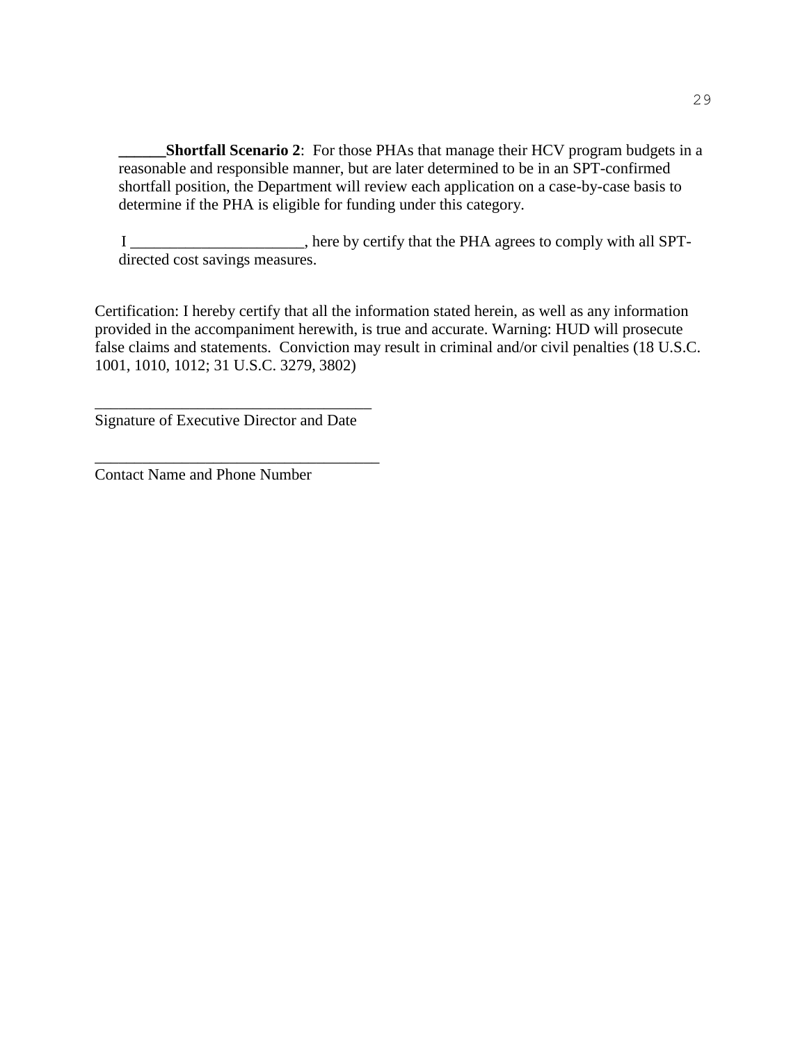**______Shortfall Scenario 2**: For those PHAs that manage their HCV program budgets in a reasonable and responsible manner, but are later determined to be in an SPT-confirmed shortfall position, the Department will review each application on a case-by-case basis to determine if the PHA is eligible for funding under this category.

I ______________________, here by certify that the PHA agrees to comply with all SPT-directed cost savings measures.

Certification: I hereby certify that all the information stated herein, as well as any information provided in the accompaniment herewith, is true and accurate. Warning: HUD will prosecute false claims and statements. Conviction may result in criminal and/or civil penalties (18 U.S.C. 1001, 1010, 1012; 31 U.S.C. 3279, 3802)

___________________________________
Signature of Executive Director and Date

____________________________________
Contact Name and Phone Number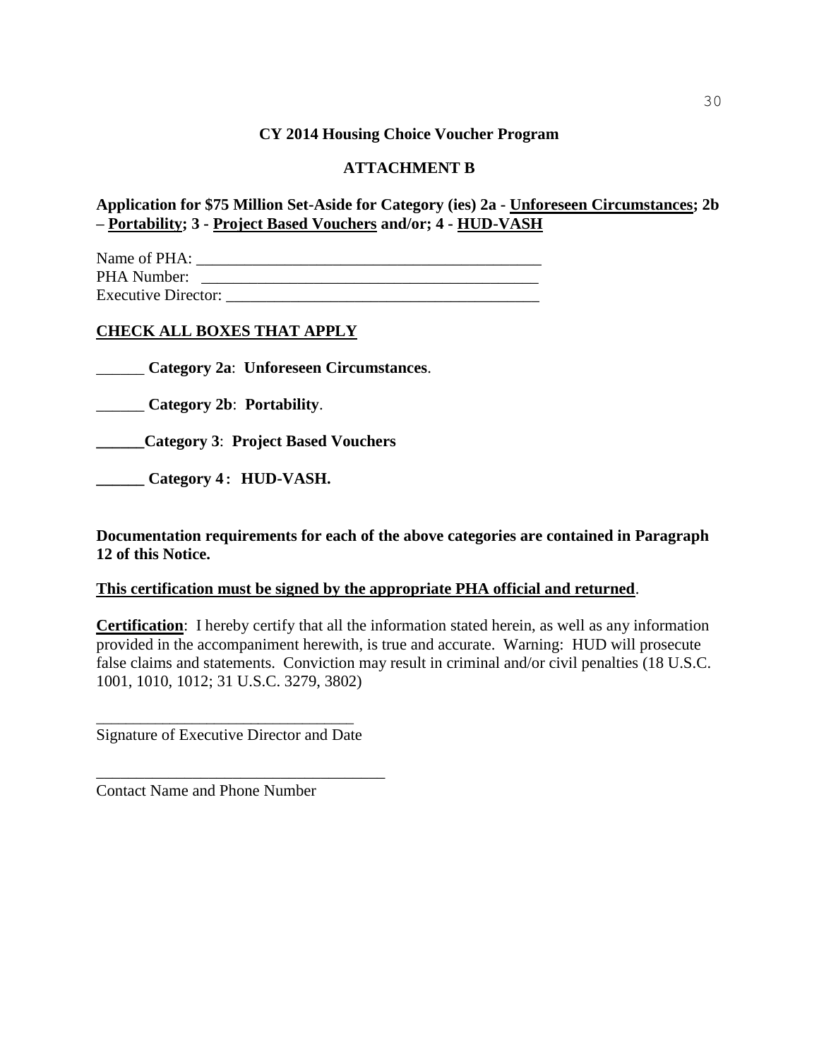**CY 2014 Housing Choice Voucher Program**

**ATTACHMENT B**

**Application for $75 Million Set-Aside for Category (ies) 2a - <u>Unforeseen Circumstances</u>; 2b – <u>Portability</u>; 3 - <u>Project Based Vouchers</u> and/or; 4 - <u>HUD-VASH</u>**

Name of PHA: ___________________________________________
PHA Number: __________________________________________
Executive Director: ______________________________________

**<u>CHECK ALL BOXES THAT APPLY</u>**

______ **Category 2a**: **Unforeseen Circumstances**.

______ **Category 2b**: **Portability**.

**______Category 3**: **Project Based Vouchers**

**______ Category 4 : HUD-VASH.**

**Documentation requirements for each of the above categories are contained in Paragraph 12 of this Notice.**

**<u>This certification must be signed by the appropriate PHA official and returned</u>**.

**<u>Certification</u>**: I hereby certify that all the information stated herein, as well as any information provided in the accompaniment herewith, is true and accurate. Warning: HUD will prosecute false claims and statements. Conviction may result in criminal and/or civil penalties (18 U.S.C. 1001, 1010, 1012; 31 U.S.C. 3279, 3802)

_________________________________
Signature of Executive Director and Date

_____________________________________
Contact Name and Phone Number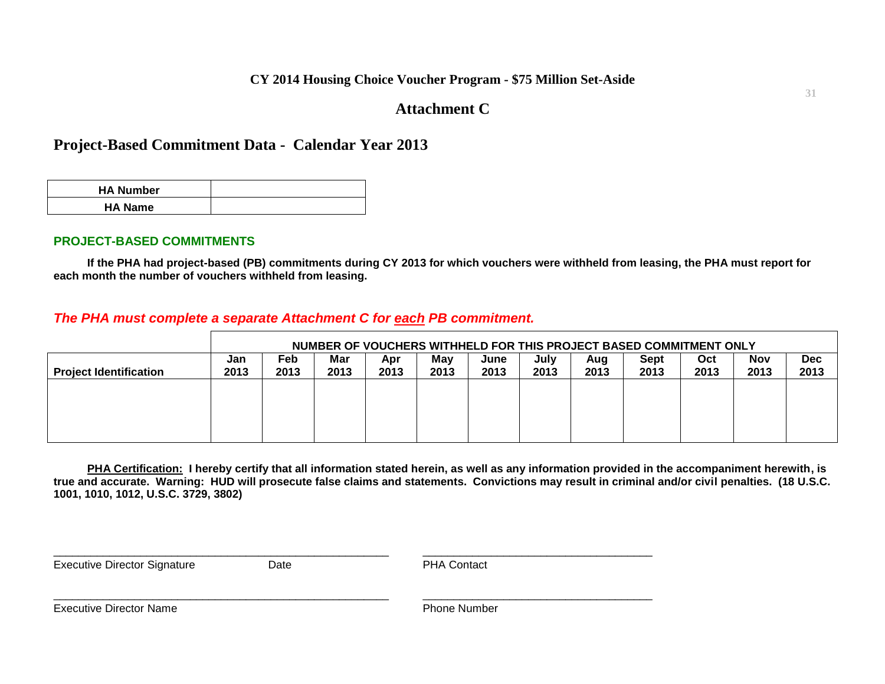**CY 2014 Housing Choice Voucher Program - $75 Million Set-Aside**

# Attachment C

## Project-Based Commitment Data - Calendar Year 2013

| HA Number | |
|---|---|
| HA Name | |

### PROJECT-BASED COMMITMENTS

**If the PHA had project-based (PB) commitments during CY 2013 for which vouchers were withheld from leasing, the PHA must report for each month the number of vouchers withheld from leasing.**

***The PHA must complete a separate Attachment C for <u>each</u> PB commitment.***

| | NUMBER OF VOUCHERS WITHHELD FOR THIS PROJECT BASED COMMITMENT ONLY | | | | | | | | | | | |
|---|---|---|---|---|---|---|---|---|---|---|---|---|
| **Project Identification** | **Jan 2013** | **Feb 2013** | **Mar 2013** | **Apr 2013** | **May 2013** | **June 2013** | **July 2013** | **Aug 2013** | **Sept 2013** | **Oct 2013** | **Nov 2013** | **Dec 2013** |
| | | | | | | | | | | | | |

**<u>PHA Certification:</u> I hereby certify that all information stated herein, as well as any information provided in the accompaniment herewith, is true and accurate. Warning: HUD will prosecute false claims and statements. Convictions may result in criminal and/or civil penalties. (18 U.S.C. 1001, 1010, 1012, U.S.C. 3729, 3802)**

\_\_\_\_\_\_\_\_\_\_\_\_\_\_\_\_\_\_\_\_\_\_\_\_\_\_\_\_\_\_\_\_\_\_\_\_\_\_\_\_\_\_\_\_\_\_\_\_\_\_\_\_
Executive Director Signature Date

\_\_\_\_\_\_\_\_\_\_\_\_\_\_\_\_\_\_\_\_\_\_\_\_\_\_\_\_\_\_\_\_\_\_\_\_\_\_\_\_
PHA Contact

\_\_\_\_\_\_\_\_\_\_\_\_\_\_\_\_\_\_\_\_\_\_\_\_\_\_\_\_\_\_\_\_\_\_\_\_\_\_\_\_\_\_\_\_\_\_\_\_\_\_\_\_
Executive Director Name

\_\_\_\_\_\_\_\_\_\_\_\_\_\_\_\_\_\_\_\_\_\_\_\_\_\_\_\_\_\_\_\_\_\_\_\_\_\_\_\_
Phone Number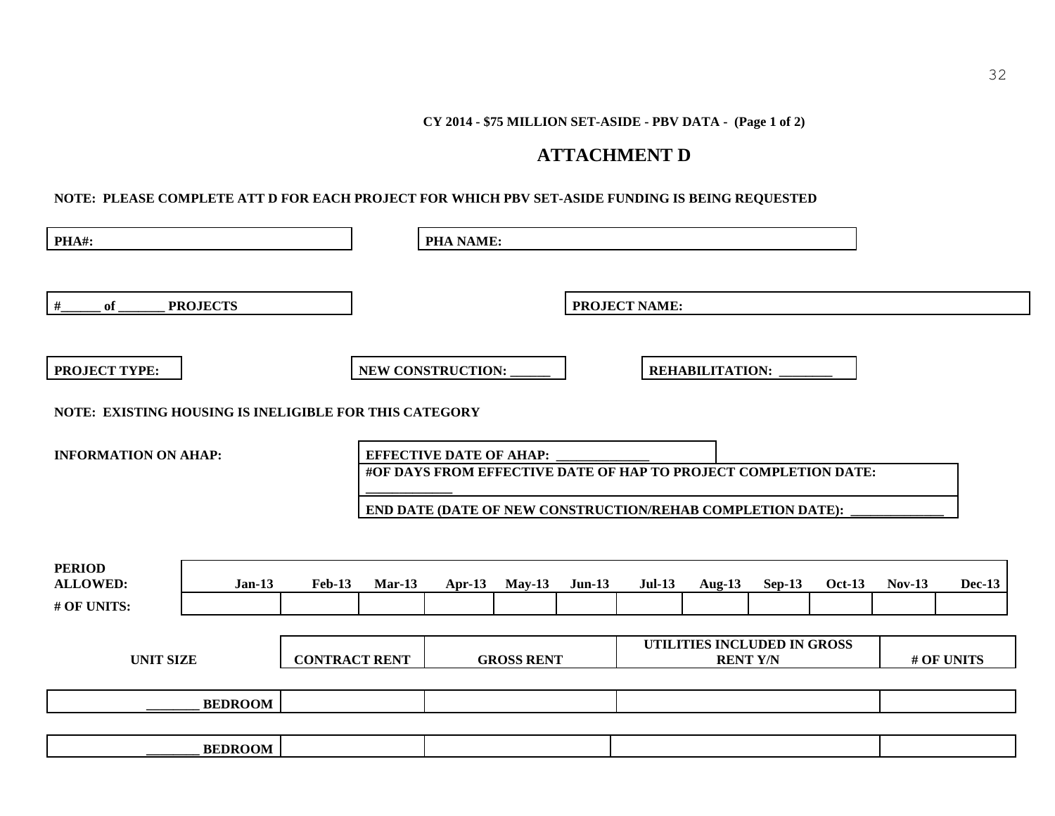**CY 2014 - $75 MILLION SET-ASIDE - PBV DATA - (Page 1 of 2)**

# ATTACHMENT D

**NOTE: PLEASE COMPLETE ATT D FOR EACH PROJECT FOR WHICH PBV SET-ASIDE FUNDING IS BEING REQUESTED**

**PHA#:**

**PHA NAME:**

**#______ of _______ PROJECTS**

**PROJECT NAME:**

**PROJECT TYPE:**

**NEW CONSTRUCTION: ______**

**REHABILITATION: ________**

**NOTE: EXISTING HOUSING IS INELIGIBLE FOR THIS CATEGORY**

**INFORMATION ON AHAP:**

**EFFECTIVE DATE OF AHAP: _____________**

**#OF DAYS FROM EFFECTIVE DATE OF HAP TO PROJECT COMPLETION DATE: _____________**

**END DATE (DATE OF NEW CONSTRUCTION/REHAB COMPLETION DATE): _____________**

| PERIOD ALLOWED: | Jan-13 | Feb-13 | Mar-13 | Apr-13 | May-13 | Jun-13 | Jul-13 | Aug-13 | Sep-13 | Oct-13 | Nov-13 | Dec-13 |
|---|---|---|---|---|---|---|---|---|---|---|---|---|
| # OF UNITS: | | | | | | | | | | | | |

| UNIT SIZE | CONTRACT RENT | GROSS RENT | UTILITIES INCLUDED IN GROSS RENT Y/N | # OF UNITS |
|---|---|---|---|---|
| ________ BEDROOM | | | | |
| ________ BEDROOM | | | | |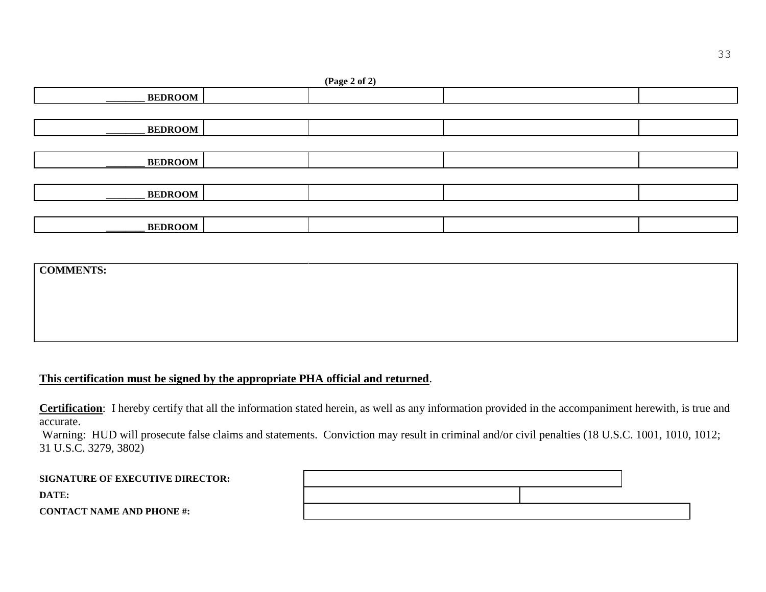(Page 2 of 2)

| | | | | |
|---|---|---|---|---|
| _______ BEDROOM | | | | |

| | | | | |
|---|---|---|---|---|
| _______ BEDROOM | | | | |

| | | | | |
|---|---|---|---|---|
| _______ BEDROOM | | | | |

| | | | | |
|---|---|---|---|---|
| _______ BEDROOM | | | | |

| | | | | |
|---|---|---|---|---|
| _______ BEDROOM | | | | |

| |
|---|
| **COMMENTS:** |

**<u>This certification must be signed by the appropriate PHA official and returned</u>**.

**<u>Certification</u>**: I hereby certify that all the information stated herein, as well as any information provided in the accompaniment herewith, is true and accurate.
Warning: HUD will prosecute false claims and statements. Conviction may result in criminal and/or civil penalties (18 U.S.C. 1001, 1010, 1012; 31 U.S.C. 3279, 3802)

| | | |
|---|---|---|
| **SIGNATURE OF EXECUTIVE DIRECTOR:** | | |
| **DATE:** | | |
| **CONTACT NAME AND PHONE #:** | | |